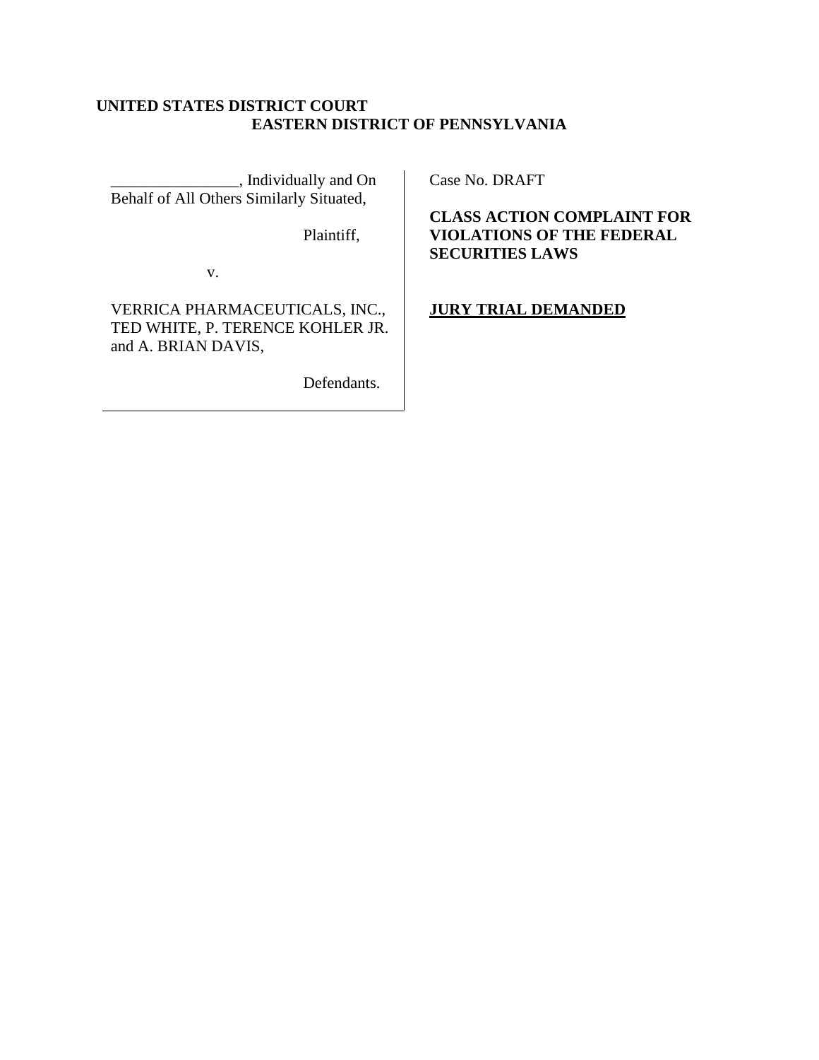**UNITED STATES DISTRICT COURT**
**EASTERN DISTRICT OF PENNSYLVANIA**

| | |
|---|---|
| ________________, Individually and On Behalf of All Others Similarly Situated,<br><br>Plaintiff,<br><br>v.<br><br>VERRICA PHARMACEUTICALS, INC., TED WHITE, P. TERENCE KOHLER JR. and A. BRIAN DAVIS,<br><br>Defendants. | Case No. DRAFT<br><br>**CLASS ACTION COMPLAINT FOR VIOLATIONS OF THE FEDERAL SECURITIES LAWS**<br><br>**JURY TRIAL DEMANDED** |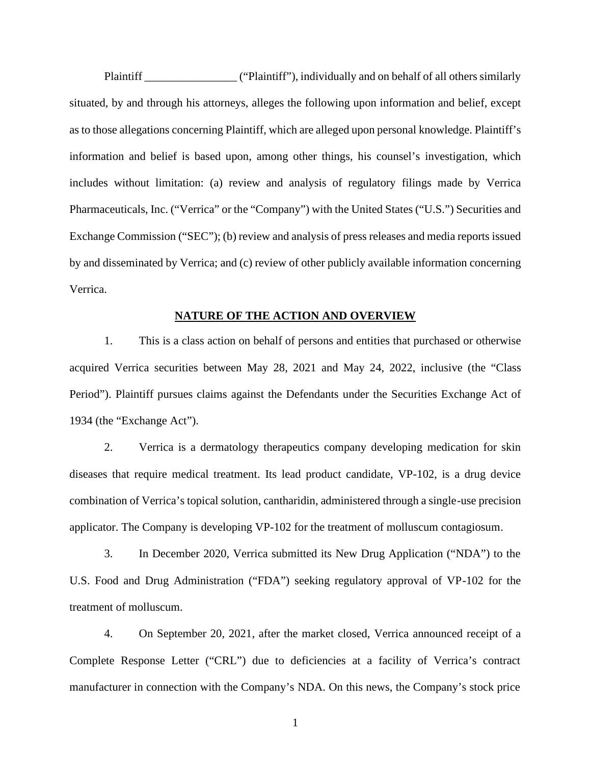Plaintiff ________________ ("Plaintiff"), individually and on behalf of all others similarly situated, by and through his attorneys, alleges the following upon information and belief, except as to those allegations concerning Plaintiff, which are alleged upon personal knowledge. Plaintiff's information and belief is based upon, among other things, his counsel's investigation, which includes without limitation: (a) review and analysis of regulatory filings made by Verrica Pharmaceuticals, Inc. ("Verrica" or the "Company") with the United States ("U.S.") Securities and Exchange Commission ("SEC"); (b) review and analysis of press releases and media reports issued by and disseminated by Verrica; and (c) review of other publicly available information concerning Verrica.

## NATURE OF THE ACTION AND OVERVIEW

1. This is a class action on behalf of persons and entities that purchased or otherwise acquired Verrica securities between May 28, 2021 and May 24, 2022, inclusive (the "Class Period"). Plaintiff pursues claims against the Defendants under the Securities Exchange Act of 1934 (the "Exchange Act").

2. Verrica is a dermatology therapeutics company developing medication for skin diseases that require medical treatment. Its lead product candidate, VP-102, is a drug device combination of Verrica's topical solution, cantharidin, administered through a single-use precision applicator. The Company is developing VP-102 for the treatment of molluscum contagiosum.

3. In December 2020, Verrica submitted its New Drug Application ("NDA") to the U.S. Food and Drug Administration ("FDA") seeking regulatory approval of VP-102 for the treatment of molluscum.

4. On September 20, 2021, after the market closed, Verrica announced receipt of a Complete Response Letter ("CRL") due to deficiencies at a facility of Verrica's contract manufacturer in connection with the Company's NDA. On this news, the Company's stock price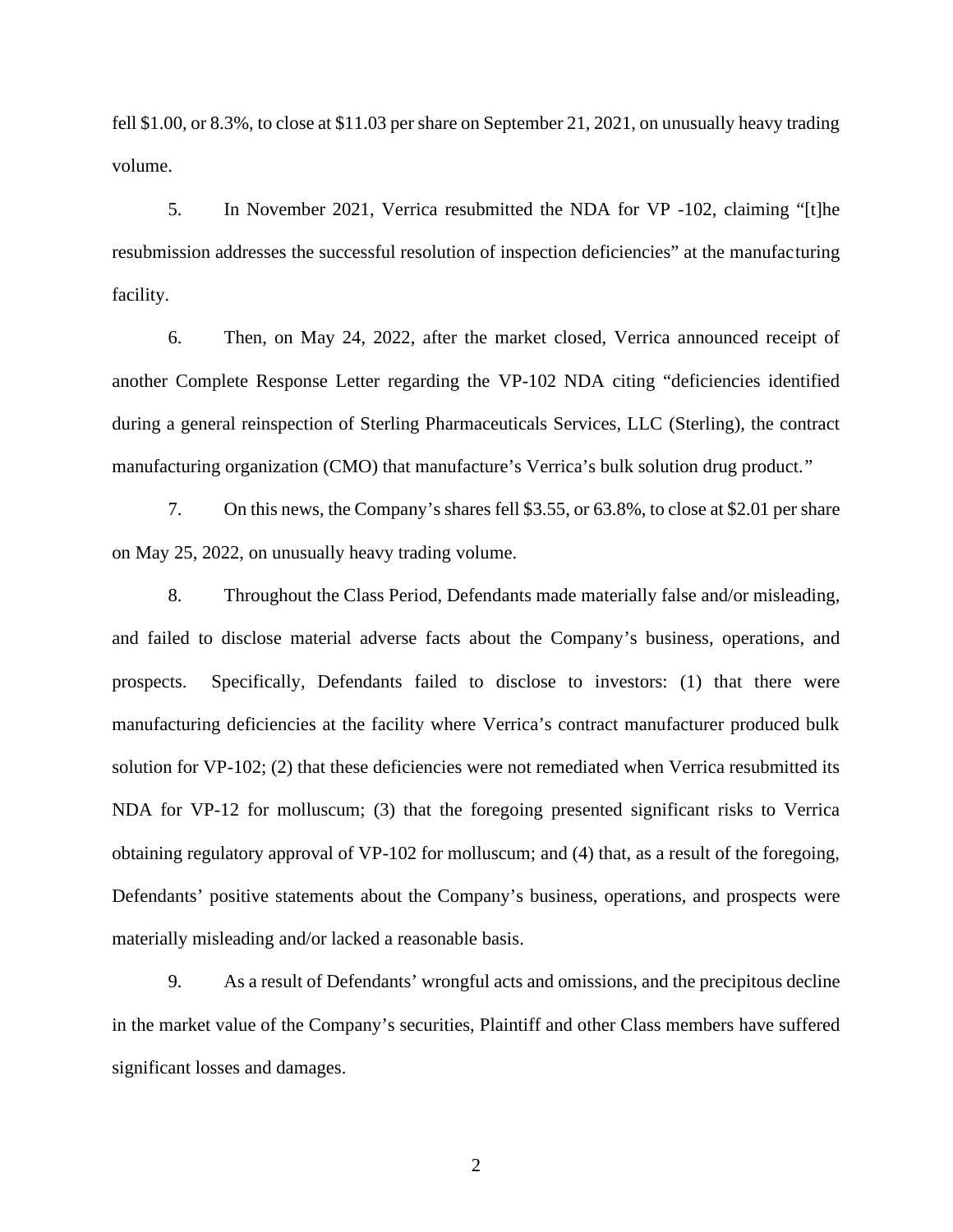fell $1.00, or 8.3%, to close at $11.03 per share on September 21, 2021, on unusually heavy trading volume.

5. In November 2021, Verrica resubmitted the NDA for VP -102, claiming "[t]he resubmission addresses the successful resolution of inspection deficiencies" at the manufacturing facility.

6. Then, on May 24, 2022, after the market closed, Verrica announced receipt of another Complete Response Letter regarding the VP-102 NDA citing "deficiencies identified during a general reinspection of Sterling Pharmaceuticals Services, LLC (Sterling), the contract manufacturing organization (CMO) that manufacture's Verrica's bulk solution drug product."

7. On this news, the Company's shares fell $3.55, or 63.8%, to close at $2.01 per share on May 25, 2022, on unusually heavy trading volume.

8. Throughout the Class Period, Defendants made materially false and/or misleading, and failed to disclose material adverse facts about the Company's business, operations, and prospects. Specifically, Defendants failed to disclose to investors: (1) that there were manufacturing deficiencies at the facility where Verrica's contract manufacturer produced bulk solution for VP-102; (2) that these deficiencies were not remediated when Verrica resubmitted its NDA for VP-12 for molluscum; (3) that the foregoing presented significant risks to Verrica obtaining regulatory approval of VP-102 for molluscum; and (4) that, as a result of the foregoing, Defendants' positive statements about the Company's business, operations, and prospects were materially misleading and/or lacked a reasonable basis.

9. As a result of Defendants' wrongful acts and omissions, and the precipitous decline in the market value of the Company's securities, Plaintiff and other Class members have suffered significant losses and damages.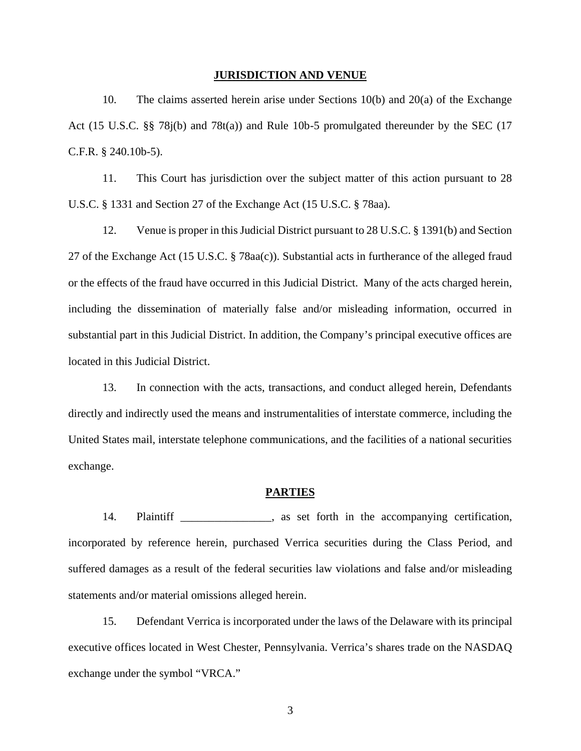## JURISDICTION AND VENUE

10. The claims asserted herein arise under Sections 10(b) and 20(a) of the Exchange Act (15 U.S.C. §§ 78j(b) and 78t(a)) and Rule 10b-5 promulgated thereunder by the SEC (17 C.F.R. § 240.10b-5).

11. This Court has jurisdiction over the subject matter of this action pursuant to 28 U.S.C. § 1331 and Section 27 of the Exchange Act (15 U.S.C. § 78aa).

12. Venue is proper in this Judicial District pursuant to 28 U.S.C. § 1391(b) and Section 27 of the Exchange Act (15 U.S.C. § 78aa(c)). Substantial acts in furtherance of the alleged fraud or the effects of the fraud have occurred in this Judicial District. Many of the acts charged herein, including the dissemination of materially false and/or misleading information, occurred in substantial part in this Judicial District. In addition, the Company's principal executive offices are located in this Judicial District.

13. In connection with the acts, transactions, and conduct alleged herein, Defendants directly and indirectly used the means and instrumentalities of interstate commerce, including the United States mail, interstate telephone communications, and the facilities of a national securities exchange.

## PARTIES

14. Plaintiff ________________, as set forth in the accompanying certification, incorporated by reference herein, purchased Verrica securities during the Class Period, and suffered damages as a result of the federal securities law violations and false and/or misleading statements and/or material omissions alleged herein.

15. Defendant Verrica is incorporated under the laws of the Delaware with its principal executive offices located in West Chester, Pennsylvania. Verrica's shares trade on the NASDAQ exchange under the symbol "VRCA."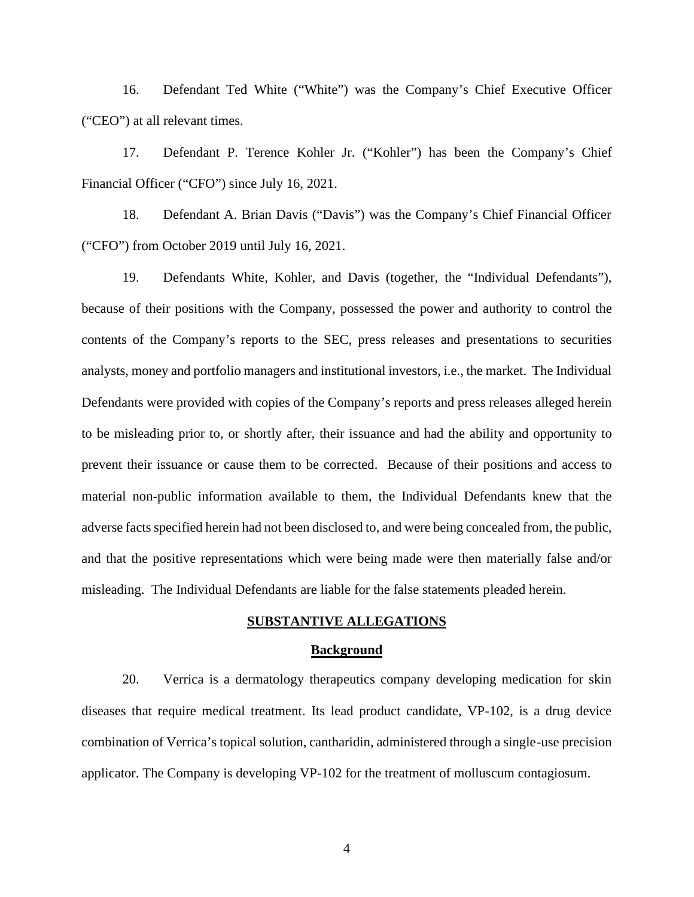16. Defendant Ted White ("White") was the Company's Chief Executive Officer ("CEO") at all relevant times.

17. Defendant P. Terence Kohler Jr. ("Kohler") has been the Company's Chief Financial Officer ("CFO") since July 16, 2021.

18. Defendant A. Brian Davis ("Davis") was the Company's Chief Financial Officer ("CFO") from October 2019 until July 16, 2021.

19. Defendants White, Kohler, and Davis (together, the "Individual Defendants"), because of their positions with the Company, possessed the power and authority to control the contents of the Company's reports to the SEC, press releases and presentations to securities analysts, money and portfolio managers and institutional investors, i.e., the market. The Individual Defendants were provided with copies of the Company's reports and press releases alleged herein to be misleading prior to, or shortly after, their issuance and had the ability and opportunity to prevent their issuance or cause them to be corrected. Because of their positions and access to material non-public information available to them, the Individual Defendants knew that the adverse facts specified herein had not been disclosed to, and were being concealed from, the public, and that the positive representations which were being made were then materially false and/or misleading. The Individual Defendants are liable for the false statements pleaded herein.

## SUBSTANTIVE ALLEGATIONS

### Background

20. Verrica is a dermatology therapeutics company developing medication for skin diseases that require medical treatment. Its lead product candidate, VP-102, is a drug device combination of Verrica's topical solution, cantharidin, administered through a single-use precision applicator. The Company is developing VP-102 for the treatment of molluscum contagiosum.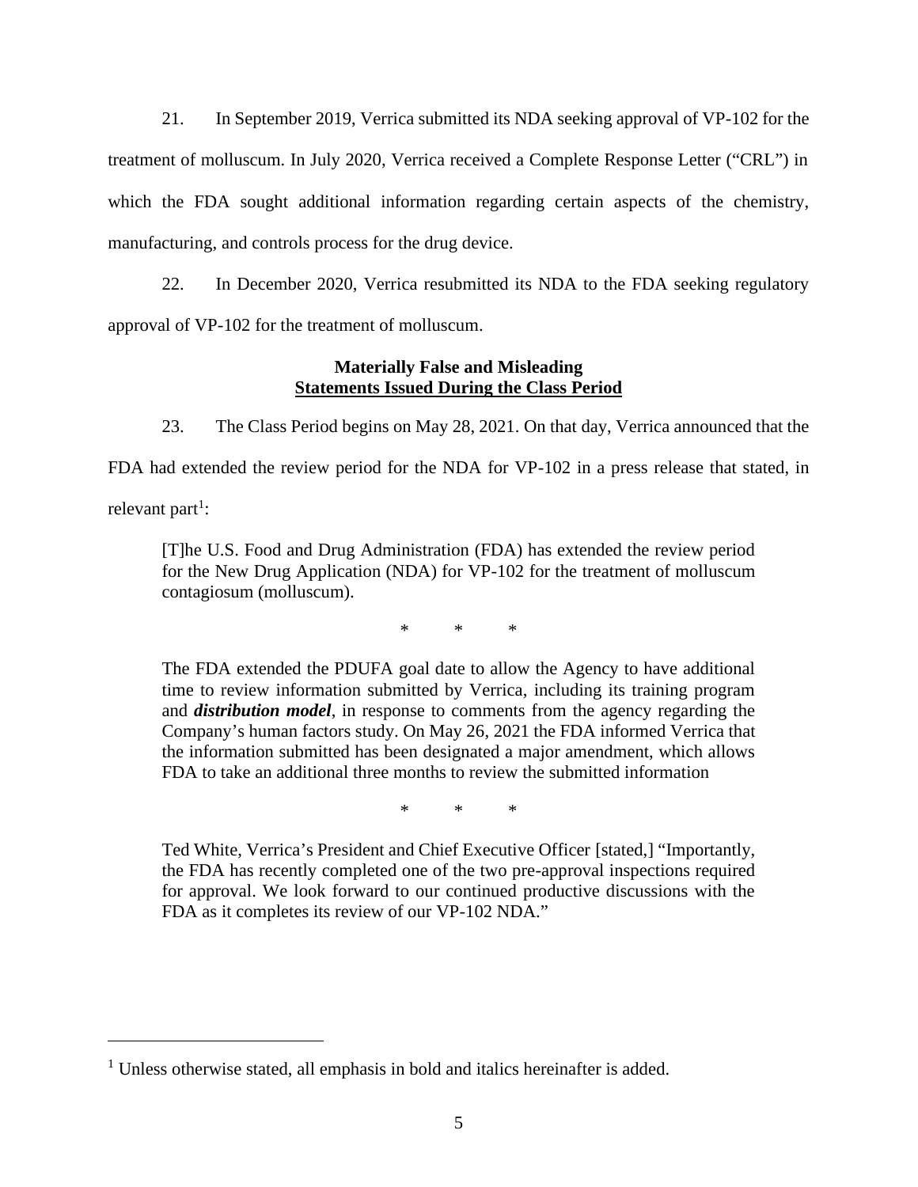21. In September 2019, Verrica submitted its NDA seeking approval of VP-102 for the treatment of molluscum. In July 2020, Verrica received a Complete Response Letter ("CRL") in which the FDA sought additional information regarding certain aspects of the chemistry, manufacturing, and controls process for the drug device.

22. In December 2020, Verrica resubmitted its NDA to the FDA seeking regulatory approval of VP-102 for the treatment of molluscum.

**Materially False and Misleading**
**<u>Statements Issued During the Class Period</u>**

23. The Class Period begins on May 28, 2021. On that day, Verrica announced that the FDA had extended the review period for the NDA for VP-102 in a press release that stated, in relevant part[1]:

> [T]he U.S. Food and Drug Administration (FDA) has extended the review period for the New Drug Application (NDA) for VP-102 for the treatment of molluscum contagiosum (molluscum).
>
> \* \* \*
>
> The FDA extended the PDUFA goal date to allow the Agency to have additional time to review information submitted by Verrica, including its training program and ***distribution model***, in response to comments from the agency regarding the Company's human factors study. On May 26, 2021 the FDA informed Verrica that the information submitted has been designated a major amendment, which allows FDA to take an additional three months to review the submitted information
>
> \* \* \*
>
> Ted White, Verrica's President and Chief Executive Officer [stated,] "Importantly, the FDA has recently completed one of the two pre-approval inspections required for approval. We look forward to our continued productive discussions with the FDA as it completes its review of our VP-102 NDA."

---

[1] Unless otherwise stated, all emphasis in bold and italics hereinafter is added.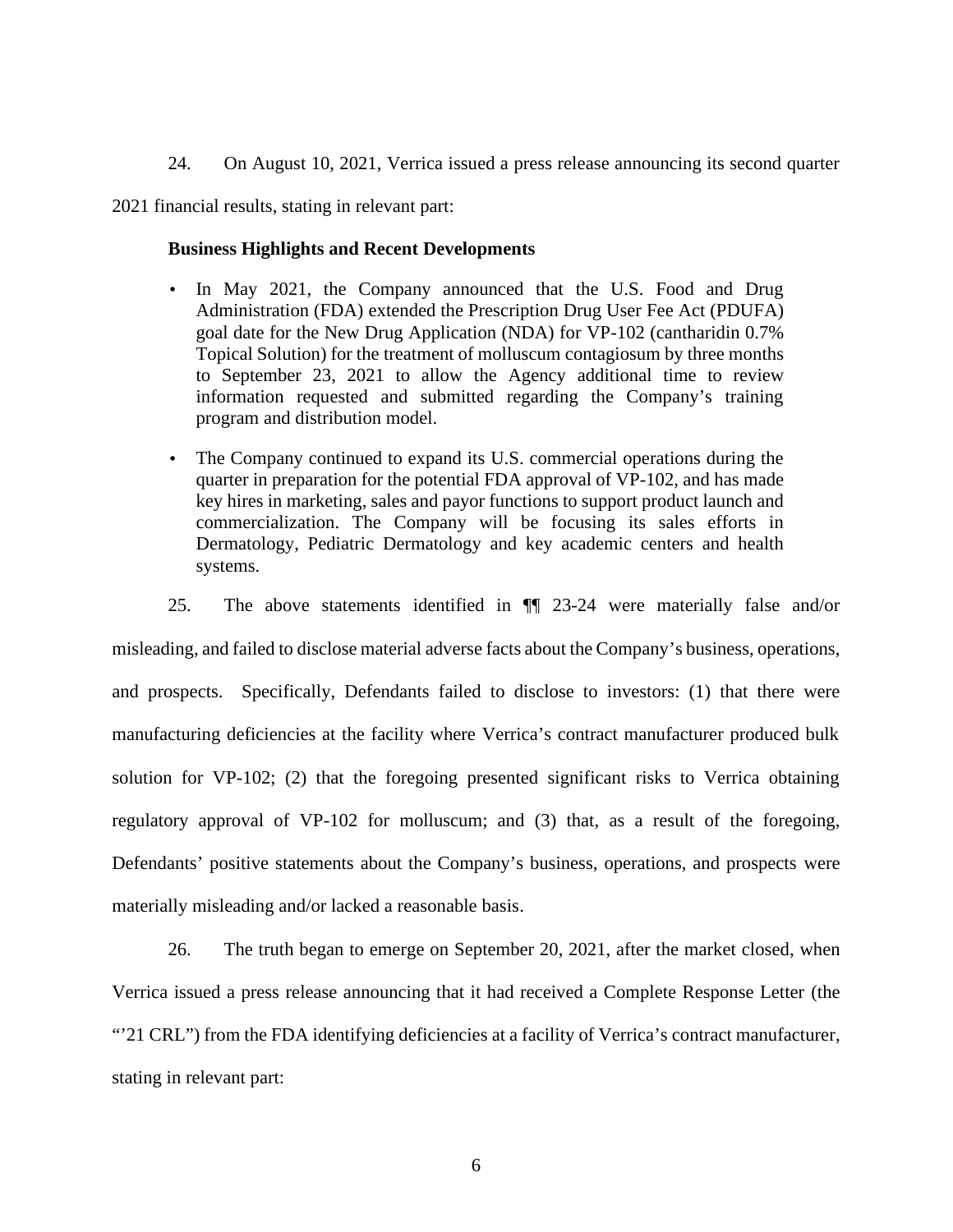24. On August 10, 2021, Verrica issued a press release announcing its second quarter 2021 financial results, stating in relevant part:

> **Business Highlights and Recent Developments**
>
> - In May 2021, the Company announced that the U.S. Food and Drug Administration (FDA) extended the Prescription Drug User Fee Act (PDUFA) goal date for the New Drug Application (NDA) for VP-102 (cantharidin 0.7% Topical Solution) for the treatment of molluscum contagiosum by three months to September 23, 2021 to allow the Agency additional time to review information requested and submitted regarding the Company's training program and distribution model.
> - The Company continued to expand its U.S. commercial operations during the quarter in preparation for the potential FDA approval of VP-102, and has made key hires in marketing, sales and payor functions to support product launch and commercialization. The Company will be focusing its sales efforts in Dermatology, Pediatric Dermatology and key academic centers and health systems.

25. The above statements identified in ¶¶ 23-24 were materially false and/or misleading, and failed to disclose material adverse facts about the Company's business, operations, and prospects. Specifically, Defendants failed to disclose to investors: (1) that there were manufacturing deficiencies at the facility where Verrica's contract manufacturer produced bulk solution for VP-102; (2) that the foregoing presented significant risks to Verrica obtaining regulatory approval of VP-102 for molluscum; and (3) that, as a result of the foregoing, Defendants' positive statements about the Company's business, operations, and prospects were materially misleading and/or lacked a reasonable basis.

26. The truth began to emerge on September 20, 2021, after the market closed, when Verrica issued a press release announcing that it had received a Complete Response Letter (the "'21 CRL") from the FDA identifying deficiencies at a facility of Verrica's contract manufacturer, stating in relevant part: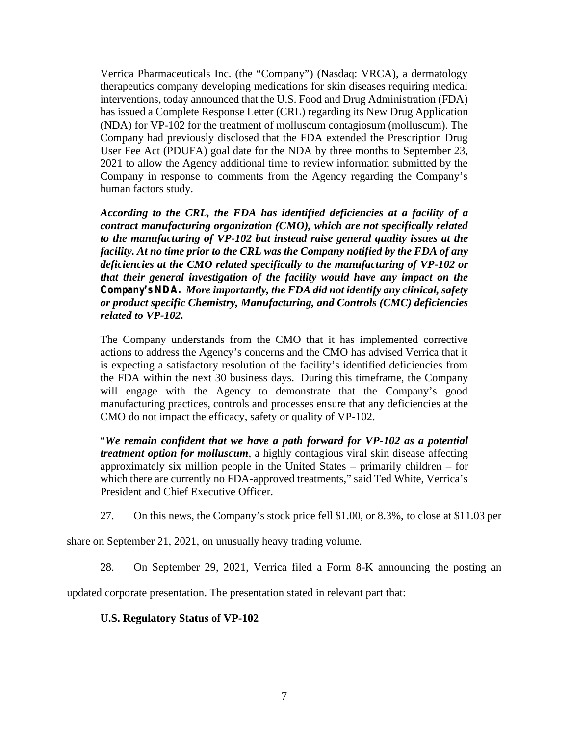> Verrica Pharmaceuticals Inc. (the "Company") (Nasdaq: VRCA), a dermatology therapeutics company developing medications for skin diseases requiring medical interventions, today announced that the U.S. Food and Drug Administration (FDA) has issued a Complete Response Letter (CRL) regarding its New Drug Application (NDA) for VP-102 for the treatment of molluscum contagiosum (molluscum). The Company had previously disclosed that the FDA extended the Prescription Drug User Fee Act (PDUFA) goal date for the NDA by three months to September 23, 2021 to allow the Agency additional time to review information submitted by the Company in response to comments from the Agency regarding the Company's human factors study.
>
> ***According to the CRL, the FDA has identified deficiencies at a facility of a contract manufacturing organization (CMO), which are not specifically related to the manufacturing of VP-102 but instead raise general quality issues at the facility. At no time prior to the CRL was the Company notified by the FDA of any deficiencies at the CMO related specifically to the manufacturing of VP-102 or that their general investigation of the facility would have any impact on the Company's NDA. More importantly, the FDA did not identify any clinical, safety or product specific Chemistry, Manufacturing, and Controls (CMC) deficiencies related to VP-102.***
>
> The Company understands from the CMO that it has implemented corrective actions to address the Agency's concerns and the CMO has advised Verrica that it is expecting a satisfactory resolution of the facility's identified deficiencies from the FDA within the next 30 business days. During this timeframe, the Company will engage with the Agency to demonstrate that the Company's good manufacturing practices, controls and processes ensure that any deficiencies at the CMO do not impact the efficacy, safety or quality of VP-102.
>
> "***We remain confident that we have a path forward for VP-102 as a potential treatment option for molluscum***, a highly contagious viral skin disease affecting approximately six million people in the United States – primarily children – for which there are currently no FDA-approved treatments," said Ted White, Verrica's President and Chief Executive Officer.

27. On this news, the Company's stock price fell $1.00, or 8.3%, to close at $11.03 per share on September 21, 2021, on unusually heavy trading volume.

28. On September 29, 2021, Verrica filed a Form 8-K announcing the posting an updated corporate presentation. The presentation stated in relevant part that:

> **U.S. Regulatory Status of VP-102**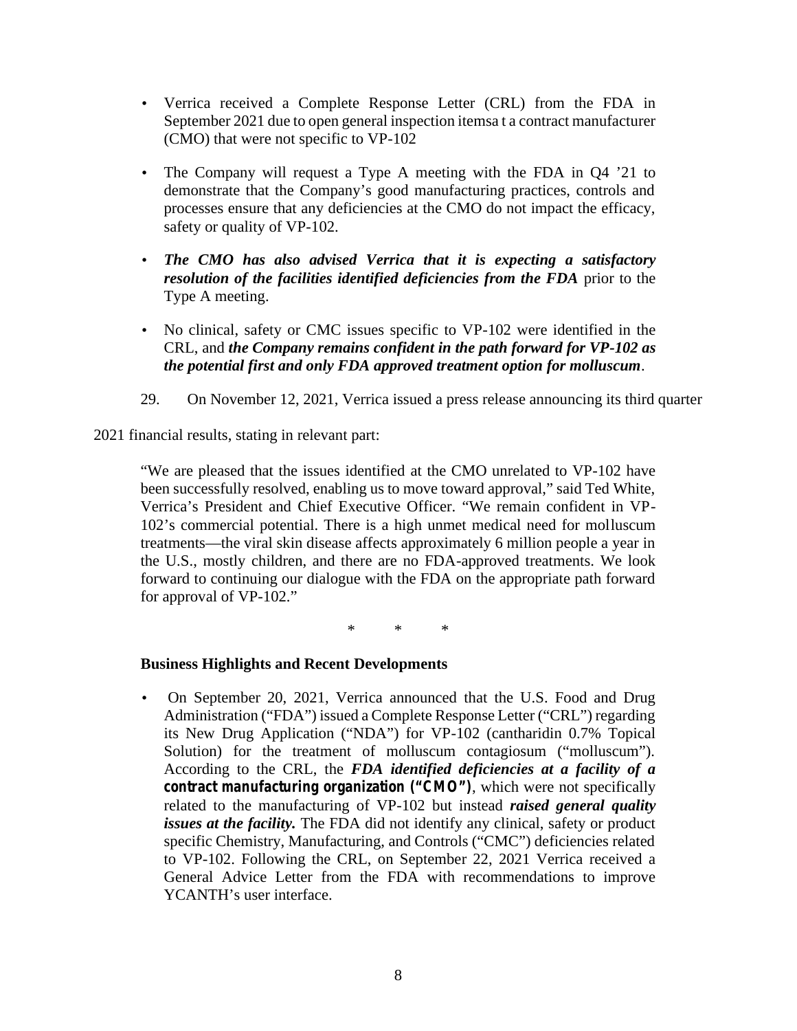- Verrica received a Complete Response Letter (CRL) from the FDA in September 2021 due to open general inspection itemsa t a contract manufacturer (CMO) that were not specific to VP-102

- The Company will request a Type A meeting with the FDA in Q4 '21 to demonstrate that the Company's good manufacturing practices, controls and processes ensure that any deficiencies at the CMO do not impact the efficacy, safety or quality of VP-102.

- ***The CMO has also advised Verrica that it is expecting a satisfactory resolution of the facilities identified deficiencies from the FDA*** prior to the Type A meeting.

- No clinical, safety or CMC issues specific to VP-102 were identified in the CRL, and ***the Company remains confident in the path forward for VP-102 as the potential first and only FDA approved treatment option for molluscum***.

29. On November 12, 2021, Verrica issued a press release announcing its third quarter 2021 financial results, stating in relevant part:

> "We are pleased that the issues identified at the CMO unrelated to VP-102 have been successfully resolved, enabling us to move toward approval," said Ted White, Verrica's President and Chief Executive Officer. "We remain confident in VP-102's commercial potential. There is a high unmet medical need for molluscum treatments—the viral skin disease affects approximately 6 million people a year in the U.S., mostly children, and there are no FDA-approved treatments. We look forward to continuing our dialogue with the FDA on the appropriate path forward for approval of VP-102."
>
> \* \* \*
>
> **Business Highlights and Recent Developments**
>
> - On September 20, 2021, Verrica announced that the U.S. Food and Drug Administration ("FDA") issued a Complete Response Letter ("CRL") regarding its New Drug Application ("NDA") for VP-102 (cantharidin 0.7% Topical Solution) for the treatment of molluscum contagiosum ("molluscum"). According to the CRL, the ***FDA identified deficiencies at a facility of a contract manufacturing organization ("CMO")***, which were not specifically related to the manufacturing of VP-102 but instead ***raised general quality issues at the facility.*** The FDA did not identify any clinical, safety or product specific Chemistry, Manufacturing, and Controls ("CMC") deficiencies related to VP-102. Following the CRL, on September 22, 2021 Verrica received a General Advice Letter from the FDA with recommendations to improve YCANTH's user interface.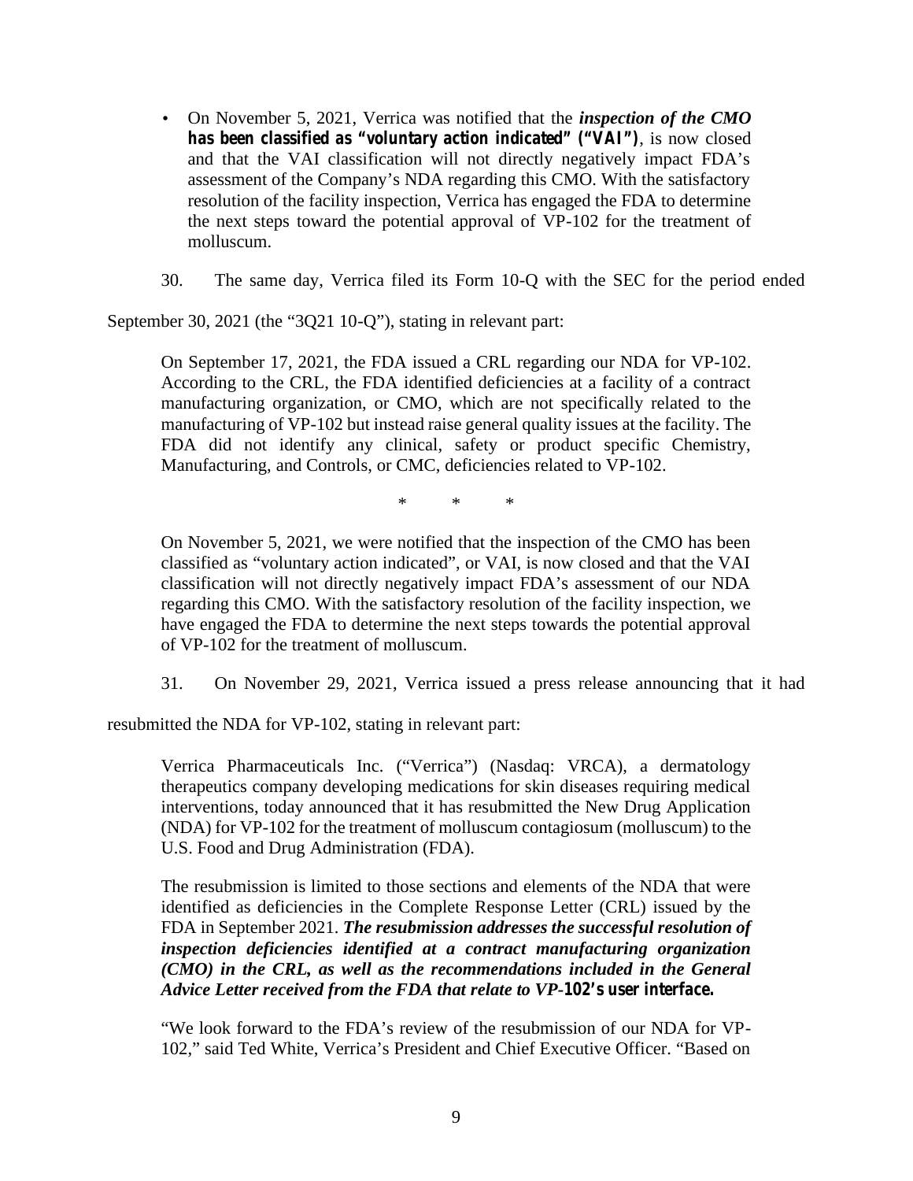- On November 5, 2021, Verrica was notified that the ***inspection of the CMO has been classified as "voluntary action indicated" ("VAI")***, is now closed and that the VAI classification will not directly negatively impact FDA's assessment of the Company's NDA regarding this CMO. With the satisfactory resolution of the facility inspection, Verrica has engaged the FDA to determine the next steps toward the potential approval of VP-102 for the treatment of molluscum.

30. The same day, Verrica filed its Form 10-Q with the SEC for the period ended September 30, 2021 (the "3Q21 10-Q"), stating in relevant part:

> On September 17, 2021, the FDA issued a CRL regarding our NDA for VP-102. According to the CRL, the FDA identified deficiencies at a facility of a contract manufacturing organization, or CMO, which are not specifically related to the manufacturing of VP-102 but instead raise general quality issues at the facility. The FDA did not identify any clinical, safety or product specific Chemistry, Manufacturing, and Controls, or CMC, deficiencies related to VP-102.
>
> \* \* \*
>
> On November 5, 2021, we were notified that the inspection of the CMO has been classified as "voluntary action indicated", or VAI, is now closed and that the VAI classification will not directly negatively impact FDA's assessment of our NDA regarding this CMO. With the satisfactory resolution of the facility inspection, we have engaged the FDA to determine the next steps towards the potential approval of VP-102 for the treatment of molluscum.

31. On November 29, 2021, Verrica issued a press release announcing that it had resubmitted the NDA for VP-102, stating in relevant part:

> Verrica Pharmaceuticals Inc. ("Verrica") (Nasdaq: VRCA), a dermatology therapeutics company developing medications for skin diseases requiring medical interventions, today announced that it has resubmitted the New Drug Application (NDA) for VP-102 for the treatment of molluscum contagiosum (molluscum) to the U.S. Food and Drug Administration (FDA).
>
> The resubmission is limited to those sections and elements of the NDA that were identified as deficiencies in the Complete Response Letter (CRL) issued by the FDA in September 2021. ***The resubmission addresses the successful resolution of inspection deficiencies identified at a contract manufacturing organization (CMO) in the CRL, as well as the recommendations included in the General Advice Letter received from the FDA that relate to VP-102's user interface.***
>
> "We look forward to the FDA's review of the resubmission of our NDA for VP-102," said Ted White, Verrica's President and Chief Executive Officer. "Based on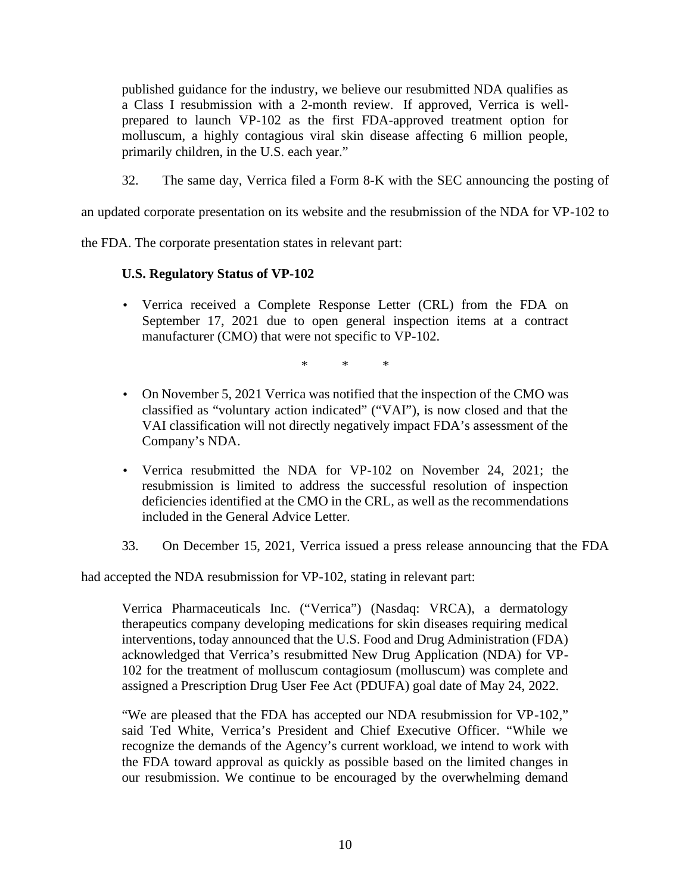published guidance for the industry, we believe our resubmitted NDA qualifies as a Class I resubmission with a 2-month review. If approved, Verrica is well-prepared to launch VP-102 as the first FDA-approved treatment option for molluscum, a highly contagious viral skin disease affecting 6 million people, primarily children, in the U.S. each year."

32. The same day, Verrica filed a Form 8-K with the SEC announcing the posting of an updated corporate presentation on its website and the resubmission of the NDA for VP-102 to the FDA. The corporate presentation states in relevant part:

> **U.S. Regulatory Status of VP-102**
>
> - Verrica received a Complete Response Letter (CRL) from the FDA on September 17, 2021 due to open general inspection items at a contract manufacturer (CMO) that were not specific to VP-102.
>
> \* \* \*
>
> - On November 5, 2021 Verrica was notified that the inspection of the CMO was classified as "voluntary action indicated" ("VAI"), is now closed and that the VAI classification will not directly negatively impact FDA's assessment of the Company's NDA.
> - Verrica resubmitted the NDA for VP-102 on November 24, 2021; the resubmission is limited to address the successful resolution of inspection deficiencies identified at the CMO in the CRL, as well as the recommendations included in the General Advice Letter.

33. On December 15, 2021, Verrica issued a press release announcing that the FDA had accepted the NDA resubmission for VP-102, stating in relevant part:

> Verrica Pharmaceuticals Inc. ("Verrica") (Nasdaq: VRCA), a dermatology therapeutics company developing medications for skin diseases requiring medical interventions, today announced that the U.S. Food and Drug Administration (FDA) acknowledged that Verrica's resubmitted New Drug Application (NDA) for VP-102 for the treatment of molluscum contagiosum (molluscum) was complete and assigned a Prescription Drug User Fee Act (PDUFA) goal date of May 24, 2022.
>
> "We are pleased that the FDA has accepted our NDA resubmission for VP-102," said Ted White, Verrica's President and Chief Executive Officer. "While we recognize the demands of the Agency's current workload, we intend to work with the FDA toward approval as quickly as possible based on the limited changes in our resubmission. We continue to be encouraged by the overwhelming demand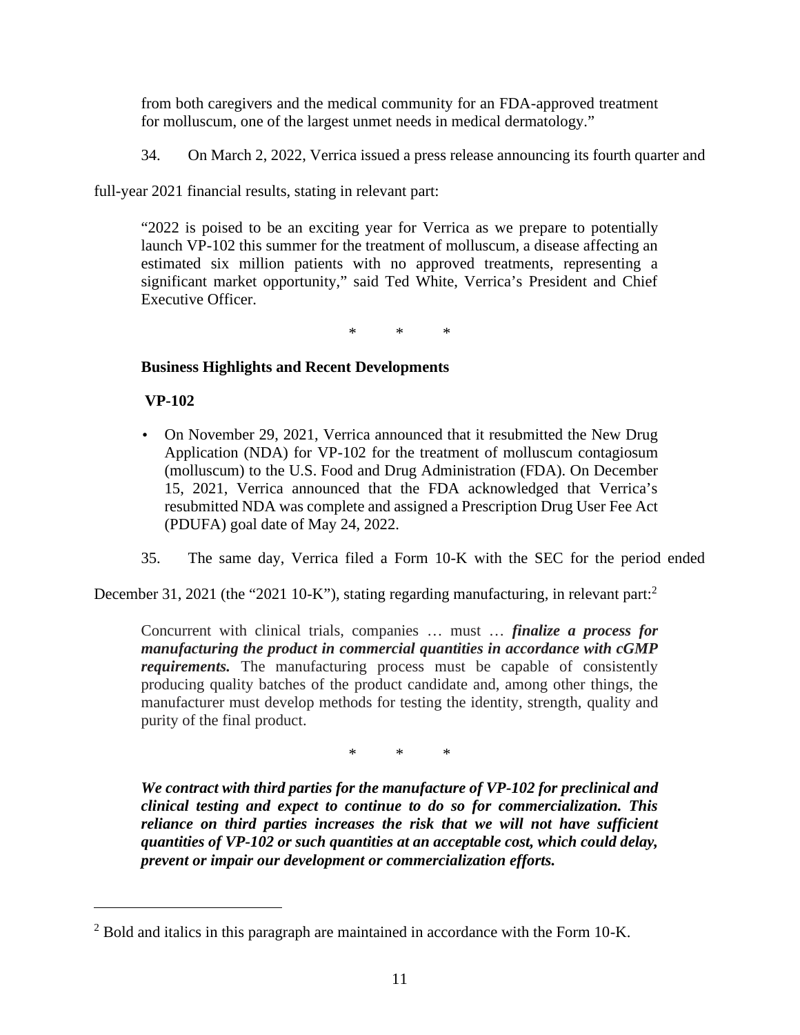from both caregivers and the medical community for an FDA-approved treatment for molluscum, one of the largest unmet needs in medical dermatology."

34. On March 2, 2022, Verrica issued a press release announcing its fourth quarter and full-year 2021 financial results, stating in relevant part:

> "2022 is poised to be an exciting year for Verrica as we prepare to potentially launch VP-102 this summer for the treatment of molluscum, a disease affecting an estimated six million patients with no approved treatments, representing a significant market opportunity," said Ted White, Verrica's President and Chief Executive Officer.
>
> \* \* \*
>
> **Business Highlights and Recent Developments**
>
> **VP-102**
>
> - On November 29, 2021, Verrica announced that it resubmitted the New Drug Application (NDA) for VP-102 for the treatment of molluscum contagiosum (molluscum) to the U.S. Food and Drug Administration (FDA). On December 15, 2021, Verrica announced that the FDA acknowledged that Verrica's resubmitted NDA was complete and assigned a Prescription Drug User Fee Act (PDUFA) goal date of May 24, 2022.

35. The same day, Verrica filed a Form 10-K with the SEC for the period ended December 31, 2021 (the "2021 10-K"), stating regarding manufacturing, in relevant part:[2]

> Concurrent with clinical trials, companies … must … ***finalize a process for manufacturing the product in commercial quantities in accordance with cGMP requirements.*** The manufacturing process must be capable of consistently producing quality batches of the product candidate and, among other things, the manufacturer must develop methods for testing the identity, strength, quality and purity of the final product.
>
> \* \* \*
>
> ***We contract with third parties for the manufacture of VP-102 for preclinical and clinical testing and expect to continue to do so for commercialization. This reliance on third parties increases the risk that we will not have sufficient quantities of VP-102 or such quantities at an acceptable cost, which could delay, prevent or impair our development or commercialization efforts.***

---

[2] Bold and italics in this paragraph are maintained in accordance with the Form 10-K.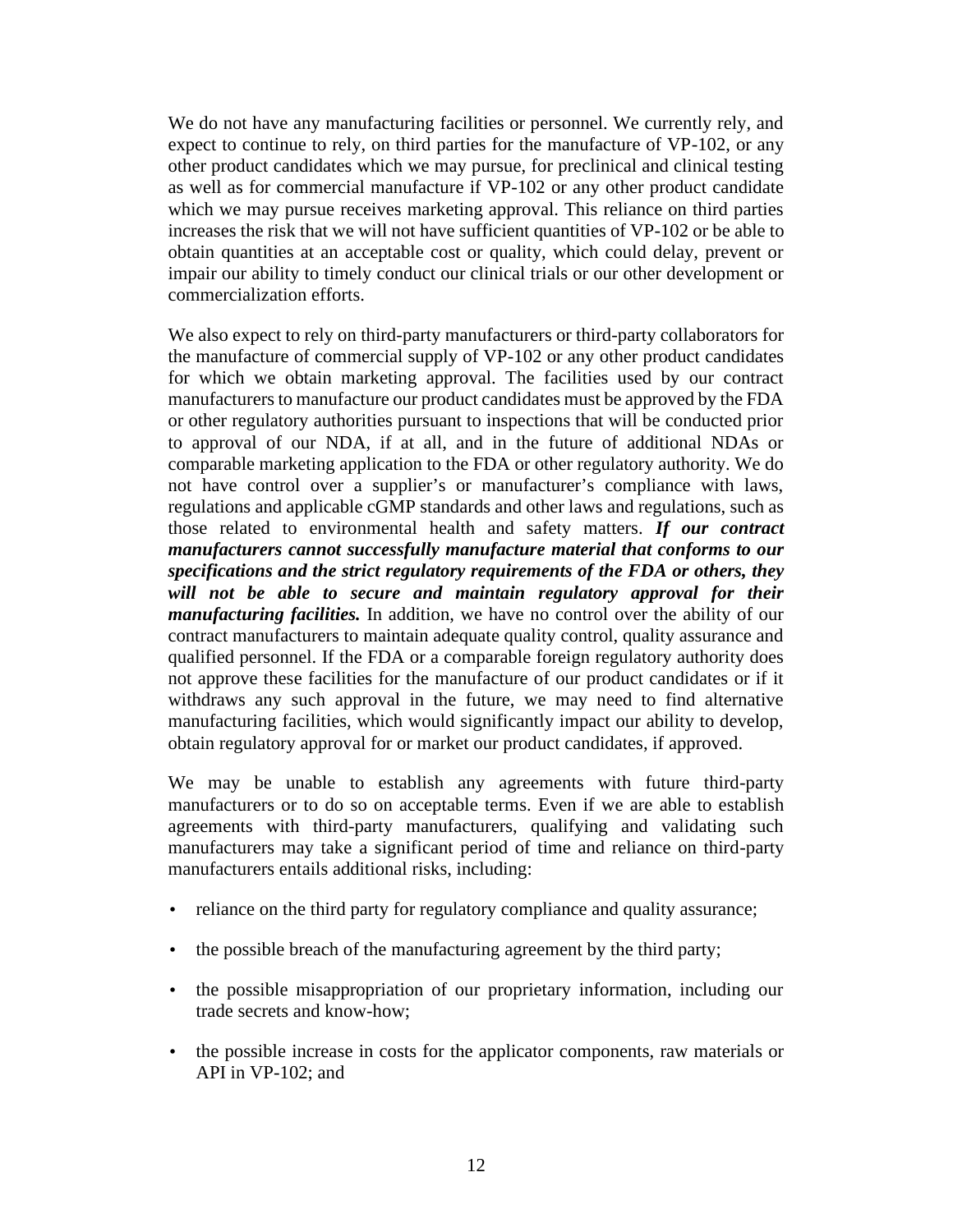We do not have any manufacturing facilities or personnel. We currently rely, and expect to continue to rely, on third parties for the manufacture of VP-102, or any other product candidates which we may pursue, for preclinical and clinical testing as well as for commercial manufacture if VP-102 or any other product candidate which we may pursue receives marketing approval. This reliance on third parties increases the risk that we will not have sufficient quantities of VP-102 or be able to obtain quantities at an acceptable cost or quality, which could delay, prevent or impair our ability to timely conduct our clinical trials or our other development or commercialization efforts.

We also expect to rely on third-party manufacturers or third-party collaborators for the manufacture of commercial supply of VP-102 or any other product candidates for which we obtain marketing approval. The facilities used by our contract manufacturers to manufacture our product candidates must be approved by the FDA or other regulatory authorities pursuant to inspections that will be conducted prior to approval of our NDA, if at all, and in the future of additional NDAs or comparable marketing application to the FDA or other regulatory authority. We do not have control over a supplier's or manufacturer's compliance with laws, regulations and applicable cGMP standards and other laws and regulations, such as those related to environmental health and safety matters. ***If our contract manufacturers cannot successfully manufacture material that conforms to our specifications and the strict regulatory requirements of the FDA or others, they will not be able to secure and maintain regulatory approval for their manufacturing facilities.*** In addition, we have no control over the ability of our contract manufacturers to maintain adequate quality control, quality assurance and qualified personnel. If the FDA or a comparable foreign regulatory authority does not approve these facilities for the manufacture of our product candidates or if it withdraws any such approval in the future, we may need to find alternative manufacturing facilities, which would significantly impact our ability to develop, obtain regulatory approval for or market our product candidates, if approved.

We may be unable to establish any agreements with future third-party manufacturers or to do so on acceptable terms. Even if we are able to establish agreements with third-party manufacturers, qualifying and validating such manufacturers may take a significant period of time and reliance on third-party manufacturers entails additional risks, including:

- reliance on the third party for regulatory compliance and quality assurance;
- the possible breach of the manufacturing agreement by the third party;
- the possible misappropriation of our proprietary information, including our trade secrets and know-how;
- the possible increase in costs for the applicator components, raw materials or API in VP-102; and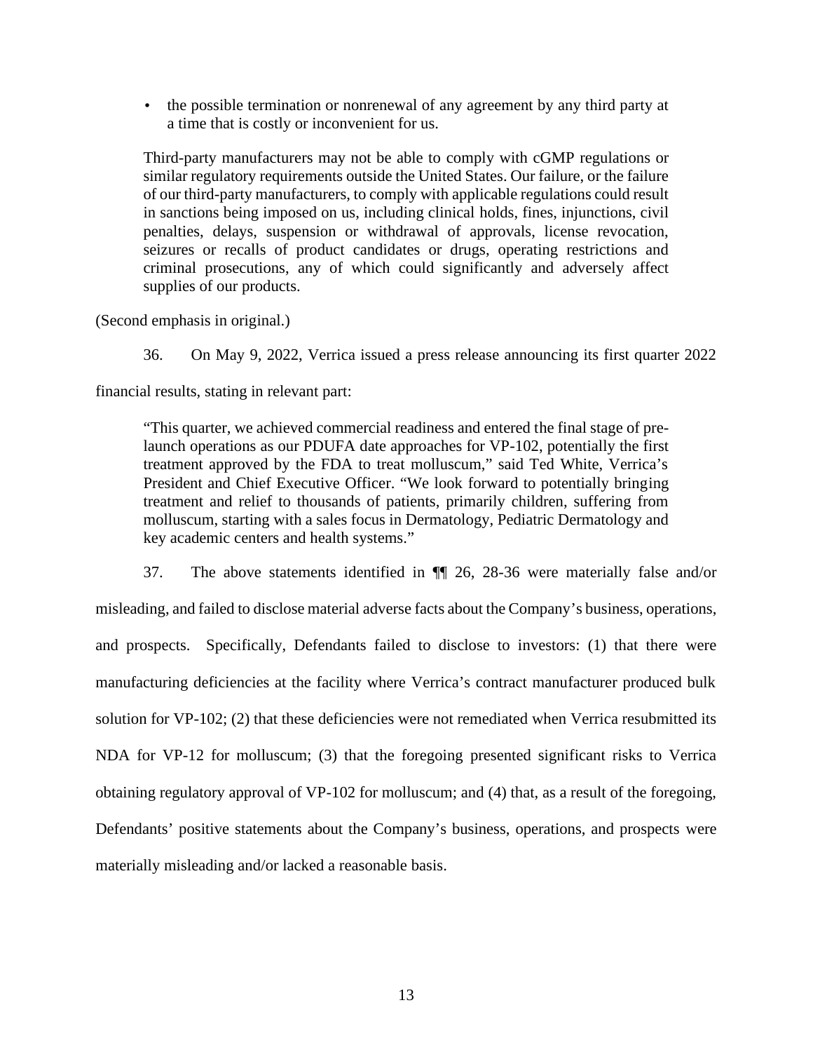> - the possible termination or nonrenewal of any agreement by any third party at a time that is costly or inconvenient for us.
>
> Third-party manufacturers may not be able to comply with cGMP regulations or similar regulatory requirements outside the United States. Our failure, or the failure of our third-party manufacturers, to comply with applicable regulations could result in sanctions being imposed on us, including clinical holds, fines, injunctions, civil penalties, delays, suspension or withdrawal of approvals, license revocation, seizures or recalls of product candidates or drugs, operating restrictions and criminal prosecutions, any of which could significantly and adversely affect supplies of our products.

(Second emphasis in original.)

36. On May 9, 2022, Verrica issued a press release announcing its first quarter 2022 financial results, stating in relevant part:

> "This quarter, we achieved commercial readiness and entered the final stage of pre-launch operations as our PDUFA date approaches for VP-102, potentially the first treatment approved by the FDA to treat molluscum," said Ted White, Verrica's President and Chief Executive Officer. "We look forward to potentially bringing treatment and relief to thousands of patients, primarily children, suffering from molluscum, starting with a sales focus in Dermatology, Pediatric Dermatology and key academic centers and health systems."

37. The above statements identified in ¶¶ 26, 28-36 were materially false and/or misleading, and failed to disclose material adverse facts about the Company's business, operations, and prospects. Specifically, Defendants failed to disclose to investors: (1) that there were manufacturing deficiencies at the facility where Verrica's contract manufacturer produced bulk solution for VP-102; (2) that these deficiencies were not remediated when Verrica resubmitted its NDA for VP-12 for molluscum; (3) that the foregoing presented significant risks to Verrica obtaining regulatory approval of VP-102 for molluscum; and (4) that, as a result of the foregoing, Defendants' positive statements about the Company's business, operations, and prospects were materially misleading and/or lacked a reasonable basis.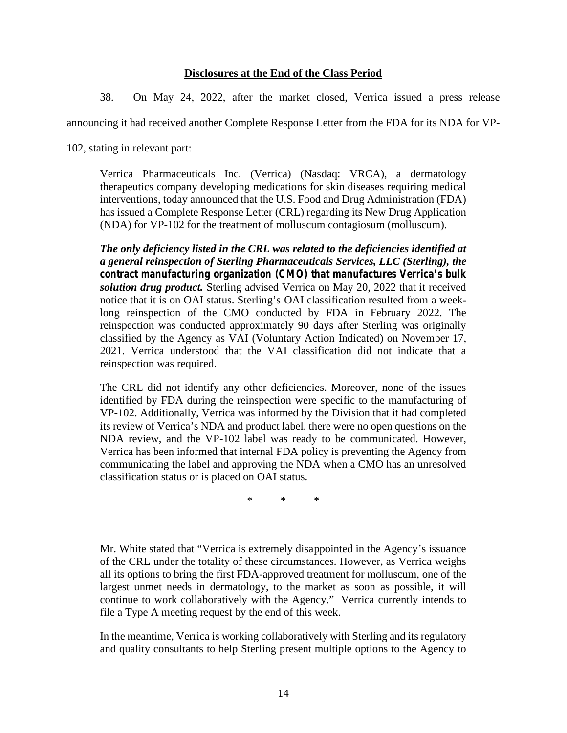## Disclosures at the End of the Class Period

38. On May 24, 2022, after the market closed, Verrica issued a press release announcing it had received another Complete Response Letter from the FDA for its NDA for VP-102, stating in relevant part:

> Verrica Pharmaceuticals Inc. (Verrica) (Nasdaq: VRCA), a dermatology therapeutics company developing medications for skin diseases requiring medical interventions, today announced that the U.S. Food and Drug Administration (FDA) has issued a Complete Response Letter (CRL) regarding its New Drug Application (NDA) for VP-102 for the treatment of molluscum contagiosum (molluscum).
>
> ***The only deficiency listed in the CRL was related to the deficiencies identified at a general reinspection of Sterling Pharmaceuticals Services, LLC (Sterling), the contract manufacturing organization (CMO) that manufactures Verrica's bulk solution drug product.*** Sterling advised Verrica on May 20, 2022 that it received notice that it is on OAI status. Sterling's OAI classification resulted from a week-long reinspection of the CMO conducted by FDA in February 2022. The reinspection was conducted approximately 90 days after Sterling was originally classified by the Agency as VAI (Voluntary Action Indicated) on November 17, 2021. Verrica understood that the VAI classification did not indicate that a reinspection was required.
>
> The CRL did not identify any other deficiencies. Moreover, none of the issues identified by FDA during the reinspection were specific to the manufacturing of VP-102. Additionally, Verrica was informed by the Division that it had completed its review of Verrica's NDA and product label, there were no open questions on the NDA review, and the VP-102 label was ready to be communicated. However, Verrica has been informed that internal FDA policy is preventing the Agency from communicating the label and approving the NDA when a CMO has an unresolved classification status or is placed on OAI status.
>
> \* \* \*
>
> Mr. White stated that "Verrica is extremely disappointed in the Agency's issuance of the CRL under the totality of these circumstances. However, as Verrica weighs all its options to bring the first FDA-approved treatment for molluscum, one of the largest unmet needs in dermatology, to the market as soon as possible, it will continue to work collaboratively with the Agency." Verrica currently intends to file a Type A meeting request by the end of this week.
>
> In the meantime, Verrica is working collaboratively with Sterling and its regulatory and quality consultants to help Sterling present multiple options to the Agency to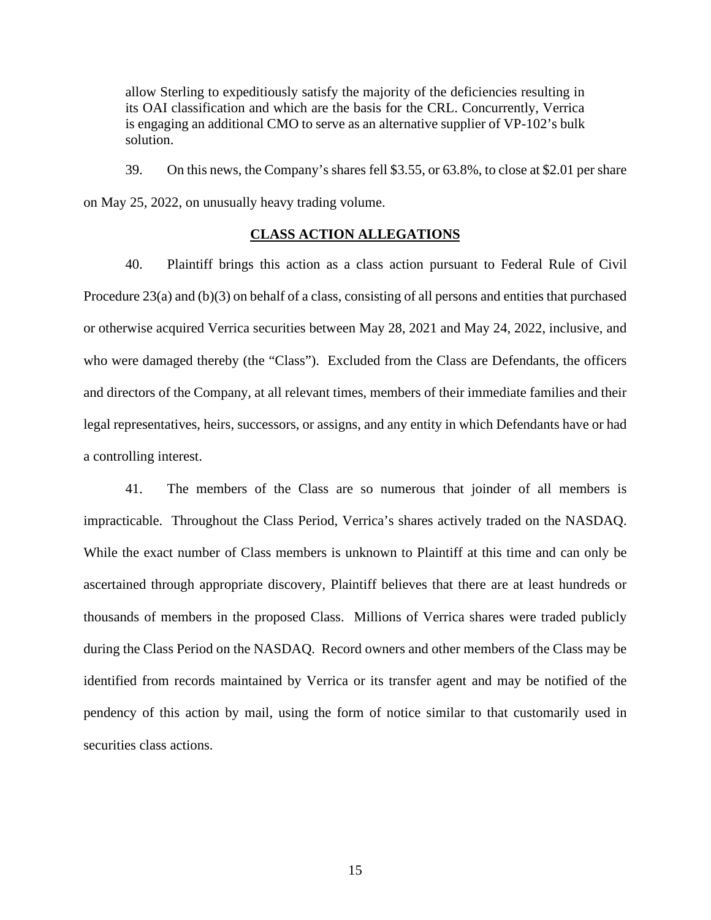> allow Sterling to expeditiously satisfy the majority of the deficiencies resulting in its OAI classification and which are the basis for the CRL. Concurrently, Verrica is engaging an additional CMO to serve as an alternative supplier of VP-102's bulk solution.

39. On this news, the Company's shares fell $3.55, or 63.8%, to close at $2.01 per share on May 25, 2022, on unusually heavy trading volume.

## CLASS ACTION ALLEGATIONS

40. Plaintiff brings this action as a class action pursuant to Federal Rule of Civil Procedure 23(a) and (b)(3) on behalf of a class, consisting of all persons and entities that purchased or otherwise acquired Verrica securities between May 28, 2021 and May 24, 2022, inclusive, and who were damaged thereby (the "Class"). Excluded from the Class are Defendants, the officers and directors of the Company, at all relevant times, members of their immediate families and their legal representatives, heirs, successors, or assigns, and any entity in which Defendants have or had a controlling interest.

41. The members of the Class are so numerous that joinder of all members is impracticable. Throughout the Class Period, Verrica's shares actively traded on the NASDAQ. While the exact number of Class members is unknown to Plaintiff at this time and can only be ascertained through appropriate discovery, Plaintiff believes that there are at least hundreds or thousands of members in the proposed Class. Millions of Verrica shares were traded publicly during the Class Period on the NASDAQ. Record owners and other members of the Class may be identified from records maintained by Verrica or its transfer agent and may be notified of the pendency of this action by mail, using the form of notice similar to that customarily used in securities class actions.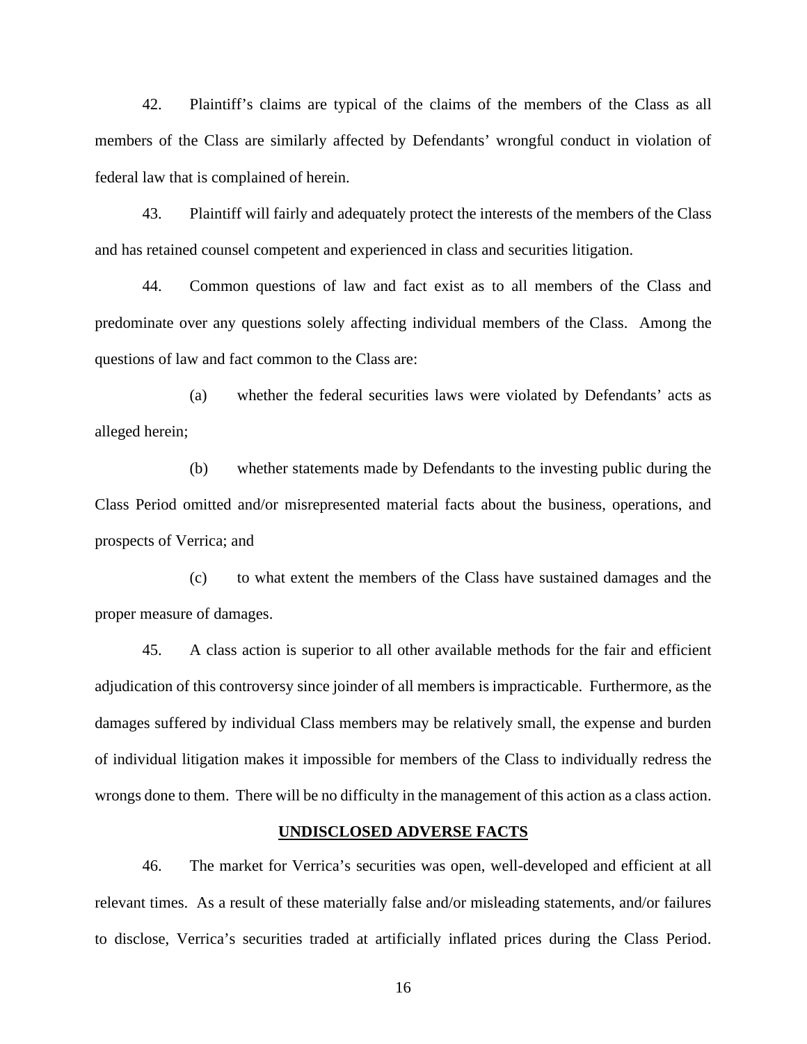42. Plaintiff's claims are typical of the claims of the members of the Class as all members of the Class are similarly affected by Defendants' wrongful conduct in violation of federal law that is complained of herein.

43. Plaintiff will fairly and adequately protect the interests of the members of the Class and has retained counsel competent and experienced in class and securities litigation.

44. Common questions of law and fact exist as to all members of the Class and predominate over any questions solely affecting individual members of the Class. Among the questions of law and fact common to the Class are:

(a) whether the federal securities laws were violated by Defendants' acts as alleged herein;

(b) whether statements made by Defendants to the investing public during the Class Period omitted and/or misrepresented material facts about the business, operations, and prospects of Verrica; and

(c) to what extent the members of the Class have sustained damages and the proper measure of damages.

45. A class action is superior to all other available methods for the fair and efficient adjudication of this controversy since joinder of all members is impracticable. Furthermore, as the damages suffered by individual Class members may be relatively small, the expense and burden of individual litigation makes it impossible for members of the Class to individually redress the wrongs done to them. There will be no difficulty in the management of this action as a class action.

## UNDISCLOSED ADVERSE FACTS

46. The market for Verrica's securities was open, well-developed and efficient at all relevant times. As a result of these materially false and/or misleading statements, and/or failures to disclose, Verrica's securities traded at artificially inflated prices during the Class Period.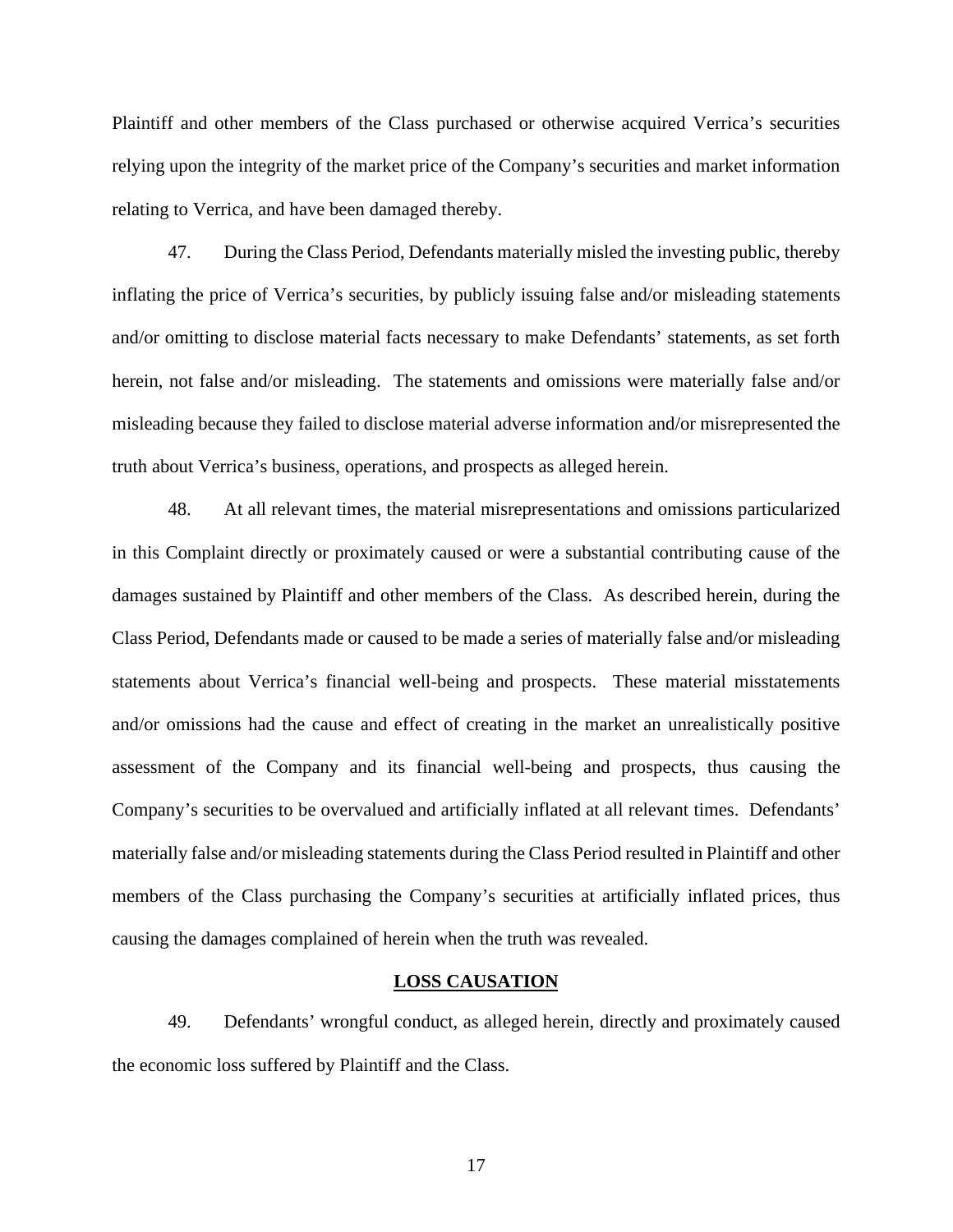Plaintiff and other members of the Class purchased or otherwise acquired Verrica's securities relying upon the integrity of the market price of the Company's securities and market information relating to Verrica, and have been damaged thereby.

47. During the Class Period, Defendants materially misled the investing public, thereby inflating the price of Verrica's securities, by publicly issuing false and/or misleading statements and/or omitting to disclose material facts necessary to make Defendants' statements, as set forth herein, not false and/or misleading. The statements and omissions were materially false and/or misleading because they failed to disclose material adverse information and/or misrepresented the truth about Verrica's business, operations, and prospects as alleged herein.

48. At all relevant times, the material misrepresentations and omissions particularized in this Complaint directly or proximately caused or were a substantial contributing cause of the damages sustained by Plaintiff and other members of the Class. As described herein, during the Class Period, Defendants made or caused to be made a series of materially false and/or misleading statements about Verrica's financial well-being and prospects. These material misstatements and/or omissions had the cause and effect of creating in the market an unrealistically positive assessment of the Company and its financial well-being and prospects, thus causing the Company's securities to be overvalued and artificially inflated at all relevant times. Defendants' materially false and/or misleading statements during the Class Period resulted in Plaintiff and other members of the Class purchasing the Company's securities at artificially inflated prices, thus causing the damages complained of herein when the truth was revealed.

## LOSS CAUSATION

49. Defendants' wrongful conduct, as alleged herein, directly and proximately caused the economic loss suffered by Plaintiff and the Class.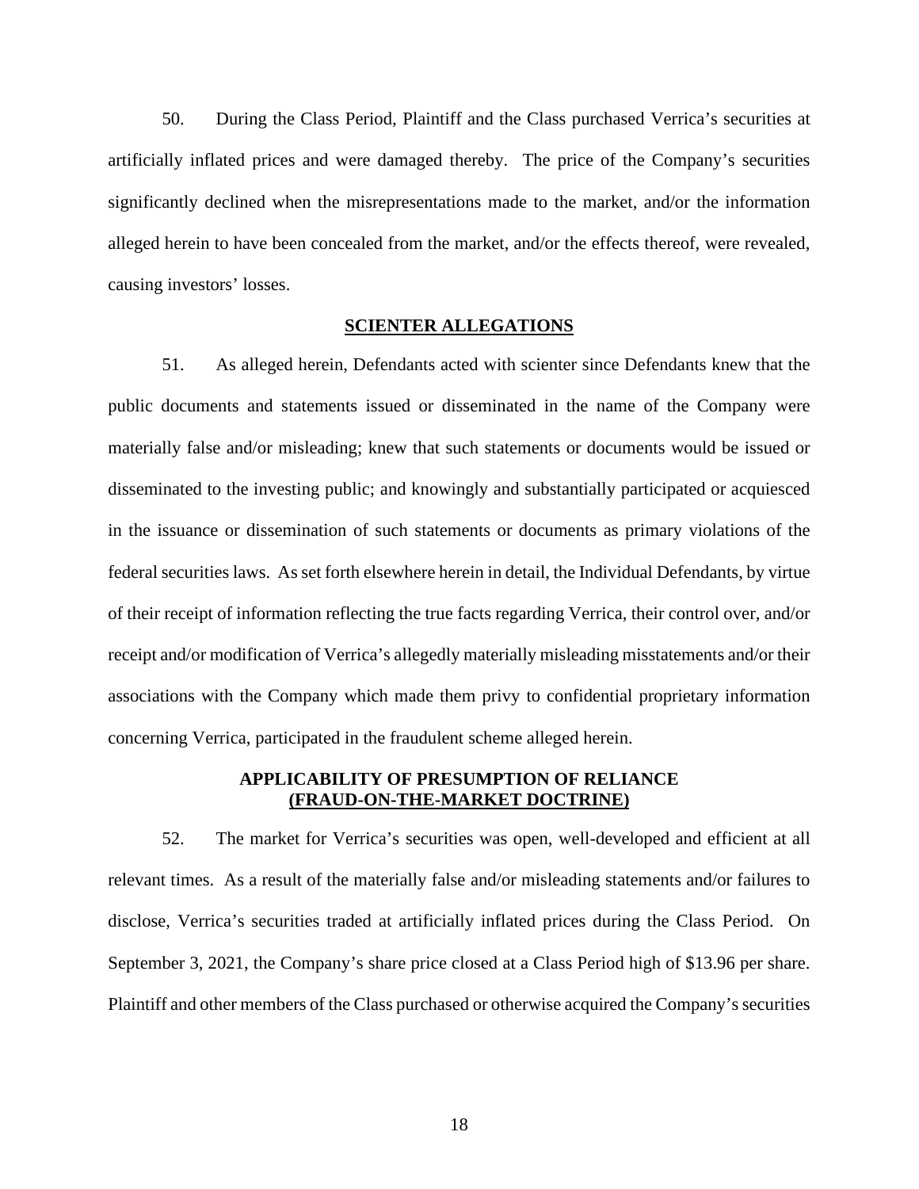50. During the Class Period, Plaintiff and the Class purchased Verrica's securities at artificially inflated prices and were damaged thereby. The price of the Company's securities significantly declined when the misrepresentations made to the market, and/or the information alleged herein to have been concealed from the market, and/or the effects thereof, were revealed, causing investors' losses.

## SCIENTER ALLEGATIONS

51. As alleged herein, Defendants acted with scienter since Defendants knew that the public documents and statements issued or disseminated in the name of the Company were materially false and/or misleading; knew that such statements or documents would be issued or disseminated to the investing public; and knowingly and substantially participated or acquiesced in the issuance or dissemination of such statements or documents as primary violations of the federal securities laws. As set forth elsewhere herein in detail, the Individual Defendants, by virtue of their receipt of information reflecting the true facts regarding Verrica, their control over, and/or receipt and/or modification of Verrica's allegedly materially misleading misstatements and/or their associations with the Company which made them privy to confidential proprietary information concerning Verrica, participated in the fraudulent scheme alleged herein.

## APPLICABILITY OF PRESUMPTION OF RELIANCE (FRAUD-ON-THE-MARKET DOCTRINE)

52. The market for Verrica's securities was open, well-developed and efficient at all relevant times. As a result of the materially false and/or misleading statements and/or failures to disclose, Verrica's securities traded at artificially inflated prices during the Class Period. On September 3, 2021, the Company's share price closed at a Class Period high of $13.96 per share. Plaintiff and other members of the Class purchased or otherwise acquired the Company's securities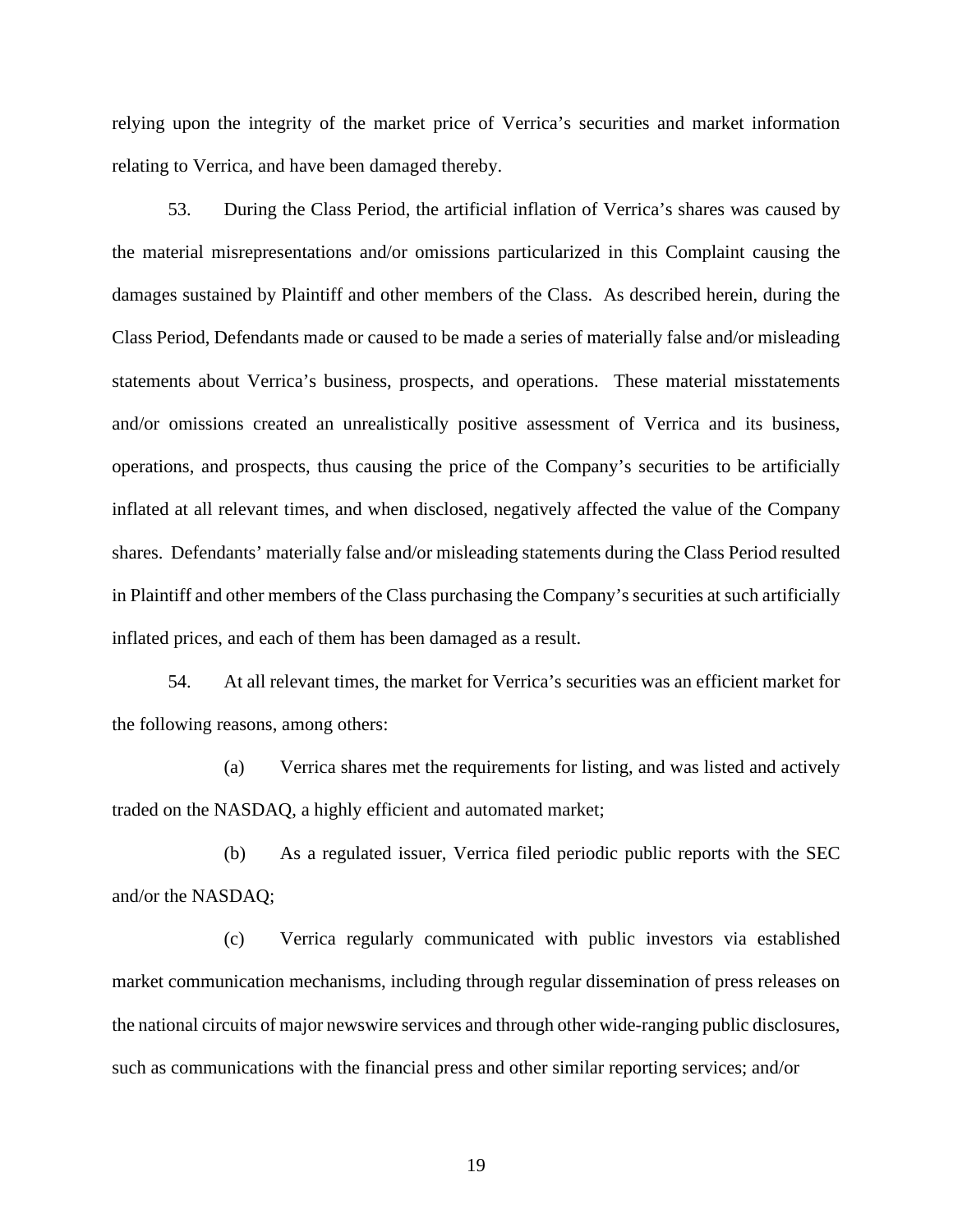relying upon the integrity of the market price of Verrica's securities and market information relating to Verrica, and have been damaged thereby.

53. During the Class Period, the artificial inflation of Verrica's shares was caused by the material misrepresentations and/or omissions particularized in this Complaint causing the damages sustained by Plaintiff and other members of the Class. As described herein, during the Class Period, Defendants made or caused to be made a series of materially false and/or misleading statements about Verrica's business, prospects, and operations. These material misstatements and/or omissions created an unrealistically positive assessment of Verrica and its business, operations, and prospects, thus causing the price of the Company's securities to be artificially inflated at all relevant times, and when disclosed, negatively affected the value of the Company shares. Defendants' materially false and/or misleading statements during the Class Period resulted in Plaintiff and other members of the Class purchasing the Company's securities at such artificially inflated prices, and each of them has been damaged as a result.

54. At all relevant times, the market for Verrica's securities was an efficient market for the following reasons, among others:

(a) Verrica shares met the requirements for listing, and was listed and actively traded on the NASDAQ, a highly efficient and automated market;

(b) As a regulated issuer, Verrica filed periodic public reports with the SEC and/or the NASDAQ;

(c) Verrica regularly communicated with public investors via established market communication mechanisms, including through regular dissemination of press releases on the national circuits of major newswire services and through other wide-ranging public disclosures, such as communications with the financial press and other similar reporting services; and/or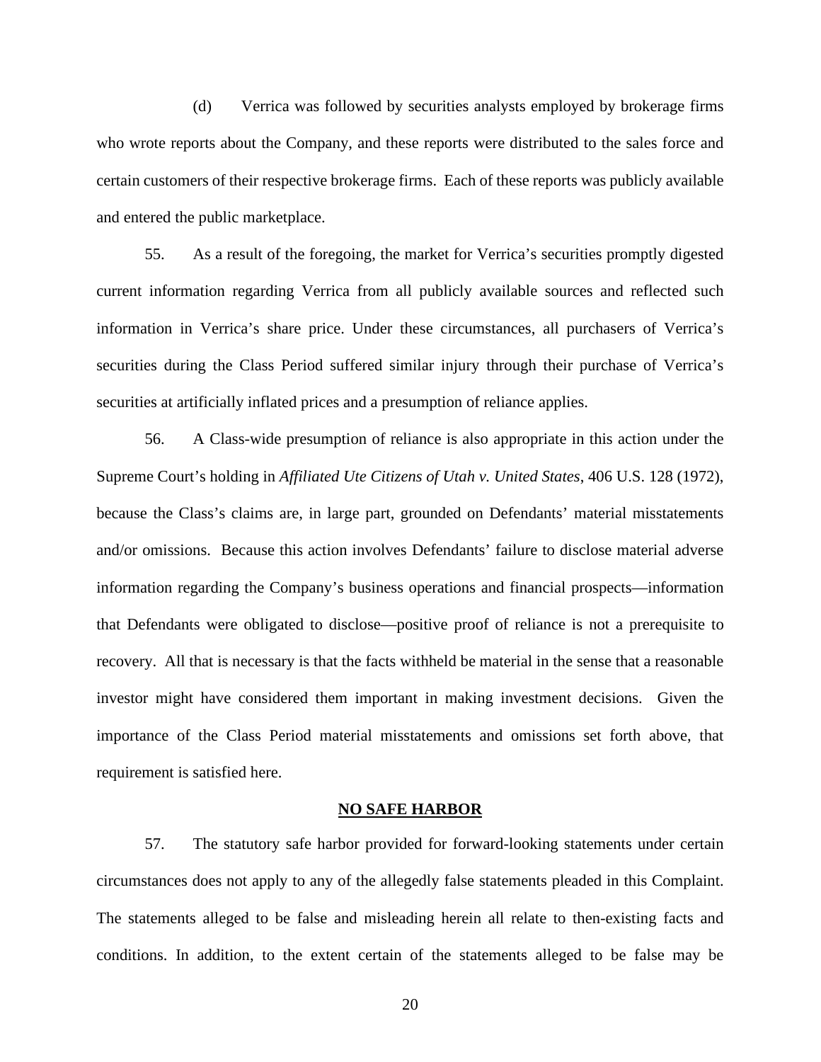(d) Verrica was followed by securities analysts employed by brokerage firms who wrote reports about the Company, and these reports were distributed to the sales force and certain customers of their respective brokerage firms. Each of these reports was publicly available and entered the public marketplace.

55. As a result of the foregoing, the market for Verrica's securities promptly digested current information regarding Verrica from all publicly available sources and reflected such information in Verrica's share price. Under these circumstances, all purchasers of Verrica's securities during the Class Period suffered similar injury through their purchase of Verrica's securities at artificially inflated prices and a presumption of reliance applies.

56. A Class-wide presumption of reliance is also appropriate in this action under the Supreme Court's holding in *Affiliated Ute Citizens of Utah v. United States*, 406 U.S. 128 (1972), because the Class's claims are, in large part, grounded on Defendants' material misstatements and/or omissions. Because this action involves Defendants' failure to disclose material adverse information regarding the Company's business operations and financial prospects—information that Defendants were obligated to disclose—positive proof of reliance is not a prerequisite to recovery. All that is necessary is that the facts withheld be material in the sense that a reasonable investor might have considered them important in making investment decisions. Given the importance of the Class Period material misstatements and omissions set forth above, that requirement is satisfied here.

## NO SAFE HARBOR

57. The statutory safe harbor provided for forward-looking statements under certain circumstances does not apply to any of the allegedly false statements pleaded in this Complaint. The statements alleged to be false and misleading herein all relate to then-existing facts and conditions. In addition, to the extent certain of the statements alleged to be false may be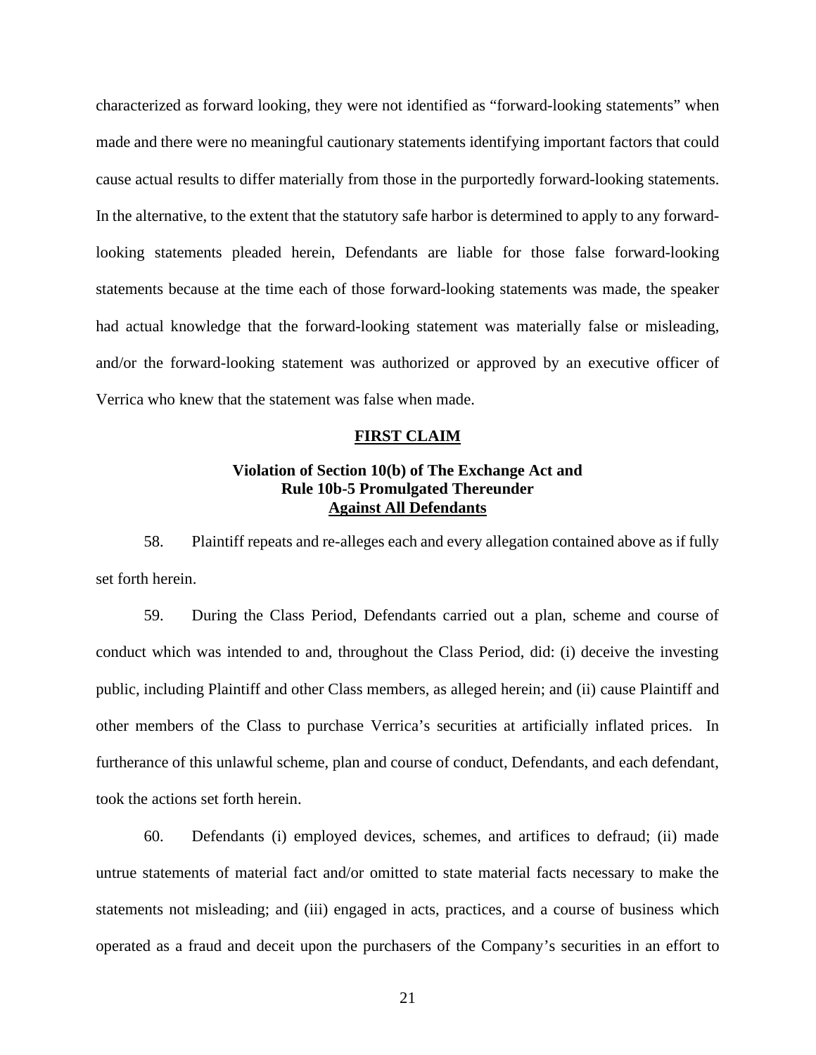characterized as forward looking, they were not identified as "forward-looking statements" when made and there were no meaningful cautionary statements identifying important factors that could cause actual results to differ materially from those in the purportedly forward-looking statements. In the alternative, to the extent that the statutory safe harbor is determined to apply to any forward-looking statements pleaded herein, Defendants are liable for those false forward-looking statements because at the time each of those forward-looking statements was made, the speaker had actual knowledge that the forward-looking statement was materially false or misleading, and/or the forward-looking statement was authorized or approved by an executive officer of Verrica who knew that the statement was false when made.

## FIRST CLAIM

### Violation of Section 10(b) of The Exchange Act and Rule 10b-5 Promulgated Thereunder Against All Defendants

58. Plaintiff repeats and re-alleges each and every allegation contained above as if fully set forth herein.

59. During the Class Period, Defendants carried out a plan, scheme and course of conduct which was intended to and, throughout the Class Period, did: (i) deceive the investing public, including Plaintiff and other Class members, as alleged herein; and (ii) cause Plaintiff and other members of the Class to purchase Verrica's securities at artificially inflated prices. In furtherance of this unlawful scheme, plan and course of conduct, Defendants, and each defendant, took the actions set forth herein.

60. Defendants (i) employed devices, schemes, and artifices to defraud; (ii) made untrue statements of material fact and/or omitted to state material facts necessary to make the statements not misleading; and (iii) engaged in acts, practices, and a course of business which operated as a fraud and deceit upon the purchasers of the Company's securities in an effort to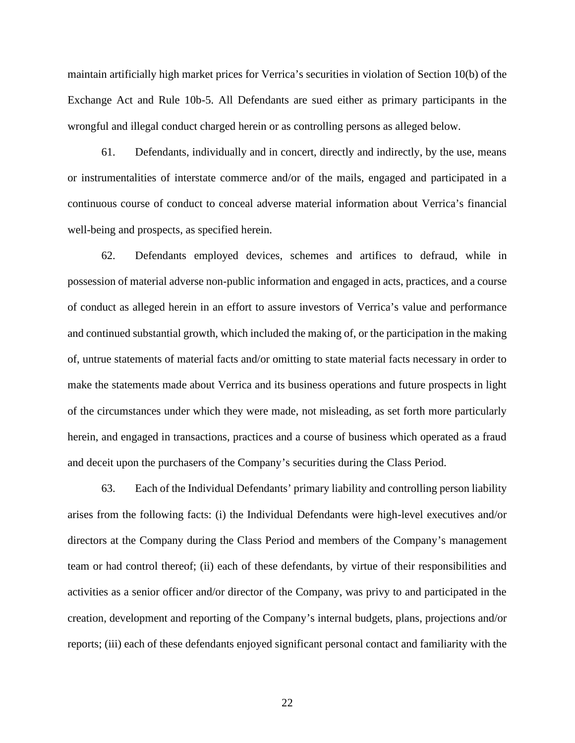maintain artificially high market prices for Verrica's securities in violation of Section 10(b) of the Exchange Act and Rule 10b-5. All Defendants are sued either as primary participants in the wrongful and illegal conduct charged herein or as controlling persons as alleged below.

61. Defendants, individually and in concert, directly and indirectly, by the use, means or instrumentalities of interstate commerce and/or of the mails, engaged and participated in a continuous course of conduct to conceal adverse material information about Verrica's financial well-being and prospects, as specified herein.

62. Defendants employed devices, schemes and artifices to defraud, while in possession of material adverse non-public information and engaged in acts, practices, and a course of conduct as alleged herein in an effort to assure investors of Verrica's value and performance and continued substantial growth, which included the making of, or the participation in the making of, untrue statements of material facts and/or omitting to state material facts necessary in order to make the statements made about Verrica and its business operations and future prospects in light of the circumstances under which they were made, not misleading, as set forth more particularly herein, and engaged in transactions, practices and a course of business which operated as a fraud and deceit upon the purchasers of the Company's securities during the Class Period.

63. Each of the Individual Defendants' primary liability and controlling person liability arises from the following facts: (i) the Individual Defendants were high-level executives and/or directors at the Company during the Class Period and members of the Company's management team or had control thereof; (ii) each of these defendants, by virtue of their responsibilities and activities as a senior officer and/or director of the Company, was privy to and participated in the creation, development and reporting of the Company's internal budgets, plans, projections and/or reports; (iii) each of these defendants enjoyed significant personal contact and familiarity with the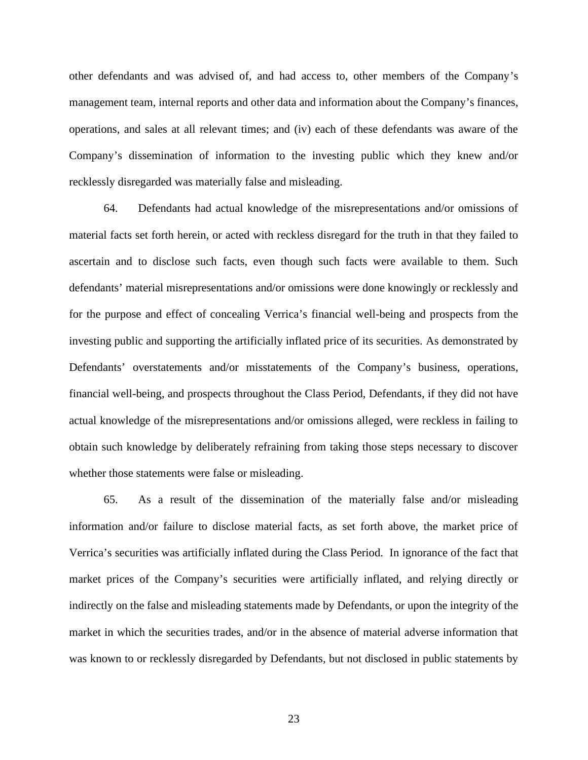other defendants and was advised of, and had access to, other members of the Company's management team, internal reports and other data and information about the Company's finances, operations, and sales at all relevant times; and (iv) each of these defendants was aware of the Company's dissemination of information to the investing public which they knew and/or recklessly disregarded was materially false and misleading.

64. Defendants had actual knowledge of the misrepresentations and/or omissions of material facts set forth herein, or acted with reckless disregard for the truth in that they failed to ascertain and to disclose such facts, even though such facts were available to them. Such defendants' material misrepresentations and/or omissions were done knowingly or recklessly and for the purpose and effect of concealing Verrica's financial well-being and prospects from the investing public and supporting the artificially inflated price of its securities. As demonstrated by Defendants' overstatements and/or misstatements of the Company's business, operations, financial well-being, and prospects throughout the Class Period, Defendants, if they did not have actual knowledge of the misrepresentations and/or omissions alleged, were reckless in failing to obtain such knowledge by deliberately refraining from taking those steps necessary to discover whether those statements were false or misleading.

65. As a result of the dissemination of the materially false and/or misleading information and/or failure to disclose material facts, as set forth above, the market price of Verrica's securities was artificially inflated during the Class Period. In ignorance of the fact that market prices of the Company's securities were artificially inflated, and relying directly or indirectly on the false and misleading statements made by Defendants, or upon the integrity of the market in which the securities trades, and/or in the absence of material adverse information that was known to or recklessly disregarded by Defendants, but not disclosed in public statements by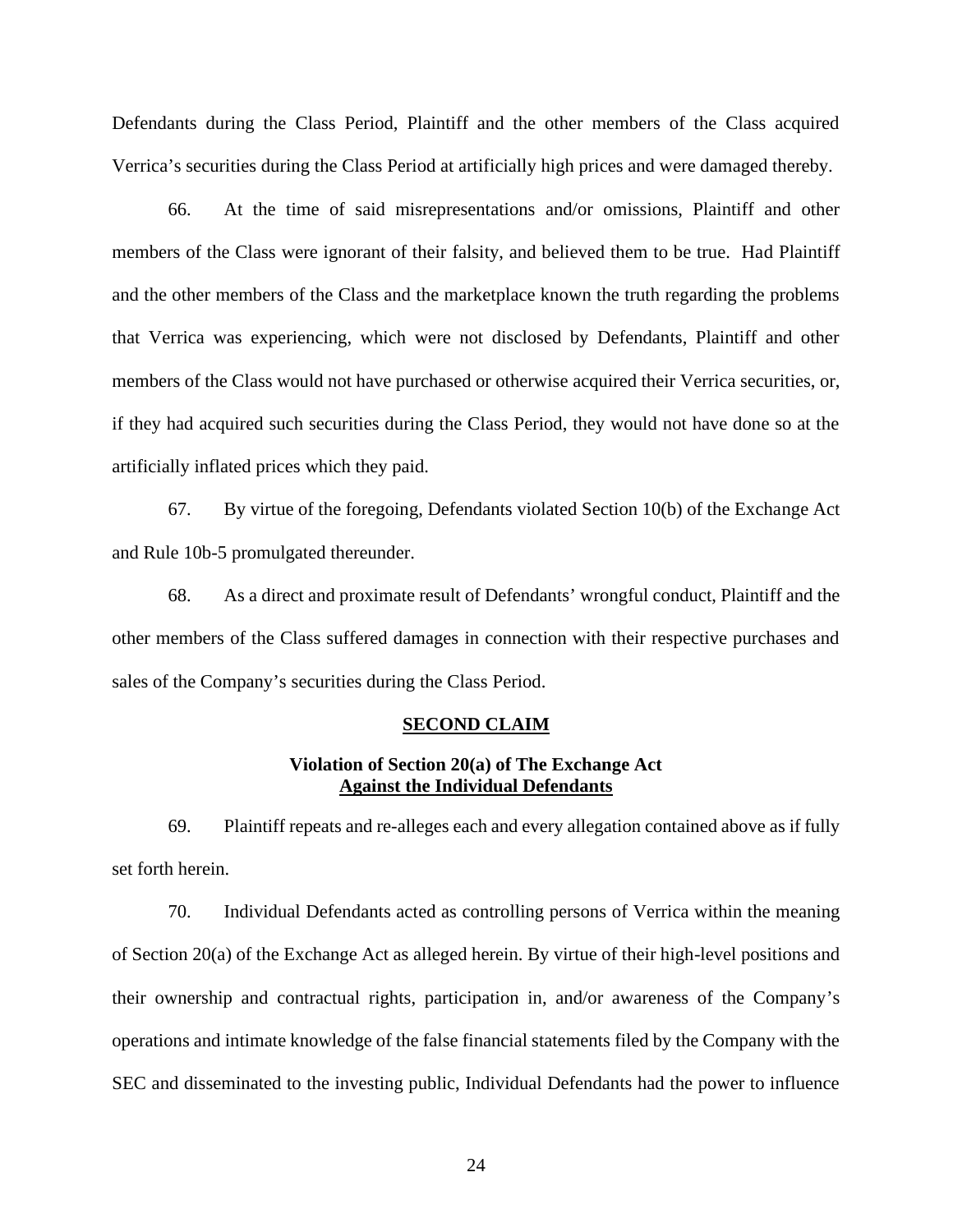Defendants during the Class Period, Plaintiff and the other members of the Class acquired Verrica's securities during the Class Period at artificially high prices and were damaged thereby.

66. At the time of said misrepresentations and/or omissions, Plaintiff and other members of the Class were ignorant of their falsity, and believed them to be true. Had Plaintiff and the other members of the Class and the marketplace known the truth regarding the problems that Verrica was experiencing, which were not disclosed by Defendants, Plaintiff and other members of the Class would not have purchased or otherwise acquired their Verrica securities, or, if they had acquired such securities during the Class Period, they would not have done so at the artificially inflated prices which they paid.

67. By virtue of the foregoing, Defendants violated Section 10(b) of the Exchange Act and Rule 10b-5 promulgated thereunder.

68. As a direct and proximate result of Defendants' wrongful conduct, Plaintiff and the other members of the Class suffered damages in connection with their respective purchases and sales of the Company's securities during the Class Period.

## SECOND CLAIM

### Violation of Section 20(a) of The Exchange Act Against the Individual Defendants

69. Plaintiff repeats and re-alleges each and every allegation contained above as if fully set forth herein.

70. Individual Defendants acted as controlling persons of Verrica within the meaning of Section 20(a) of the Exchange Act as alleged herein. By virtue of their high-level positions and their ownership and contractual rights, participation in, and/or awareness of the Company's operations and intimate knowledge of the false financial statements filed by the Company with the SEC and disseminated to the investing public, Individual Defendants had the power to influence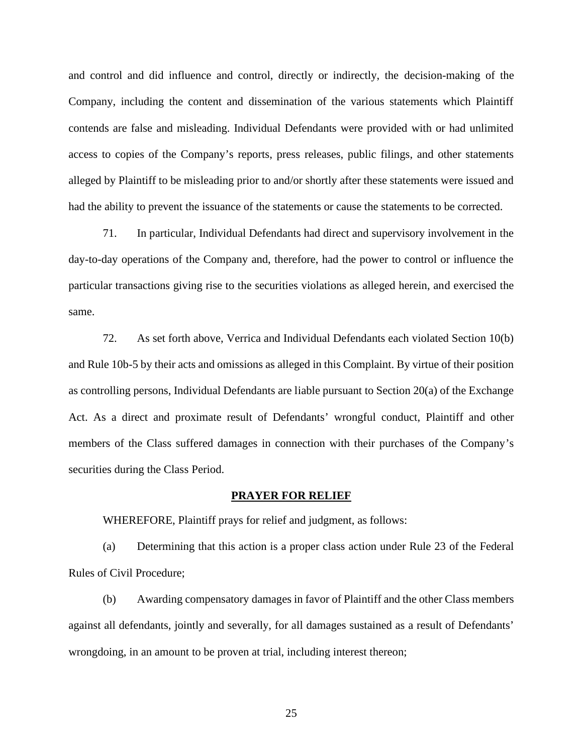and control and did influence and control, directly or indirectly, the decision-making of the Company, including the content and dissemination of the various statements which Plaintiff contends are false and misleading. Individual Defendants were provided with or had unlimited access to copies of the Company's reports, press releases, public filings, and other statements alleged by Plaintiff to be misleading prior to and/or shortly after these statements were issued and had the ability to prevent the issuance of the statements or cause the statements to be corrected.

71. In particular, Individual Defendants had direct and supervisory involvement in the day-to-day operations of the Company and, therefore, had the power to control or influence the particular transactions giving rise to the securities violations as alleged herein, and exercised the same.

72. As set forth above, Verrica and Individual Defendants each violated Section 10(b) and Rule 10b-5 by their acts and omissions as alleged in this Complaint. By virtue of their position as controlling persons, Individual Defendants are liable pursuant to Section 20(a) of the Exchange Act. As a direct and proximate result of Defendants' wrongful conduct, Plaintiff and other members of the Class suffered damages in connection with their purchases of the Company's securities during the Class Period.

## PRAYER FOR RELIEF

WHEREFORE, Plaintiff prays for relief and judgment, as follows:

(a) Determining that this action is a proper class action under Rule 23 of the Federal Rules of Civil Procedure;

(b) Awarding compensatory damages in favor of Plaintiff and the other Class members against all defendants, jointly and severally, for all damages sustained as a result of Defendants' wrongdoing, in an amount to be proven at trial, including interest thereon;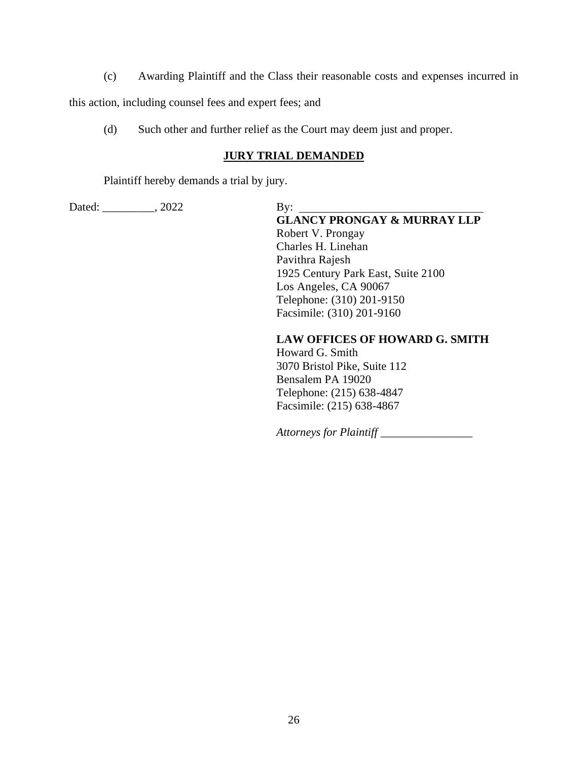(c) Awarding Plaintiff and the Class their reasonable costs and expenses incurred in this action, including counsel fees and expert fees; and

(d) Such other and further relief as the Court may deem just and proper.

**JURY TRIAL DEMANDED**

Plaintiff hereby demands a trial by jury.

Dated: _________, 2022

By: ________________________________

**GLANCY PRONGAY & MURRAY LLP**
Robert V. Prongay
Charles H. Linehan
Pavithra Rajesh
1925 Century Park East, Suite 2100
Los Angeles, CA 90067
Telephone: (310) 201-9150
Facsimile: (310) 201-9160

**LAW OFFICES OF HOWARD G. SMITH**
Howard G. Smith
3070 Bristol Pike, Suite 112
Bensalem PA 19020
Telephone: (215) 638-4847
Facsimile: (215) 638-4867

*Attorneys for Plaintiff* ________________